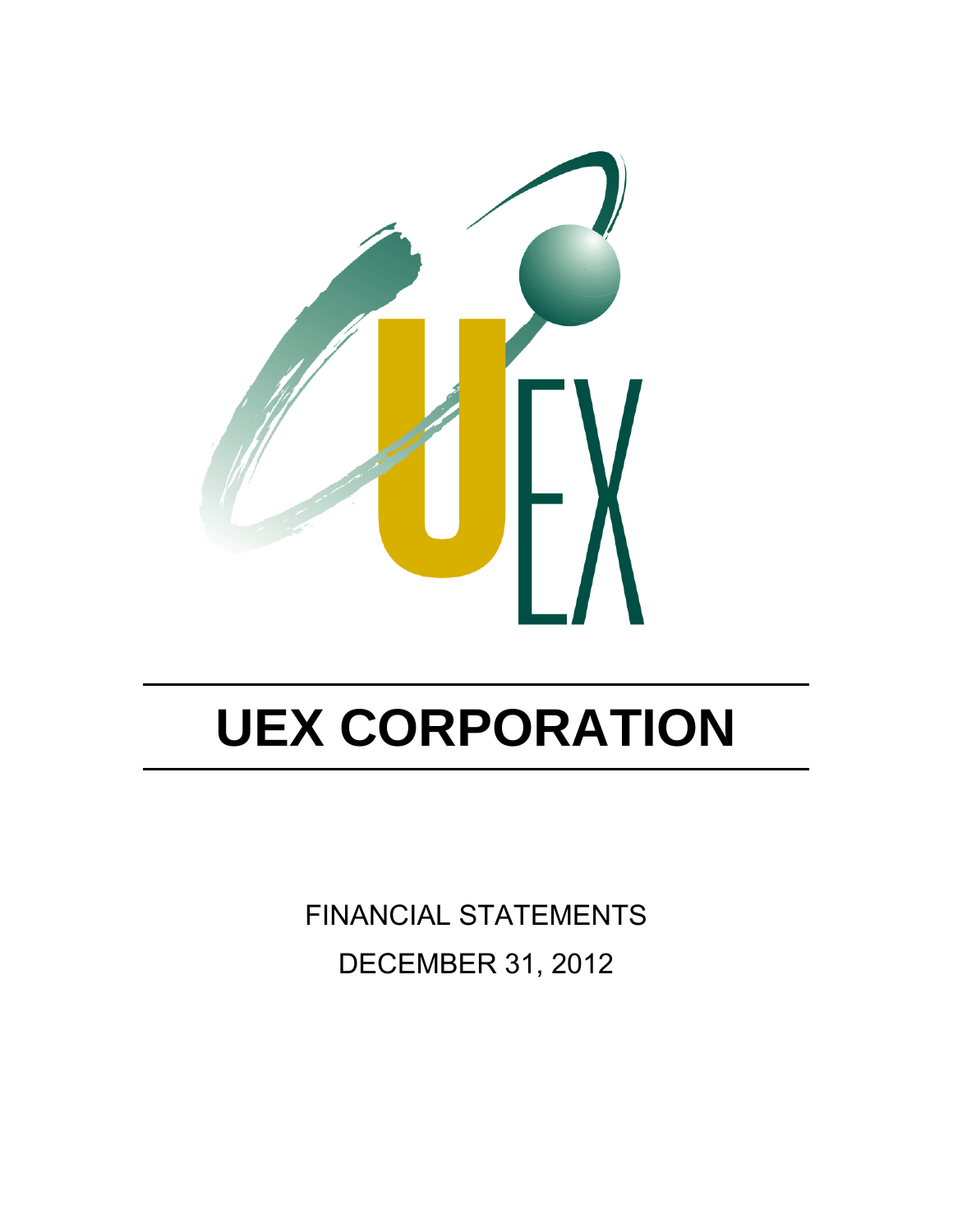# UEX CORPORATION

FINANCIAL STATEMENTS

DECEMBER 31, 2012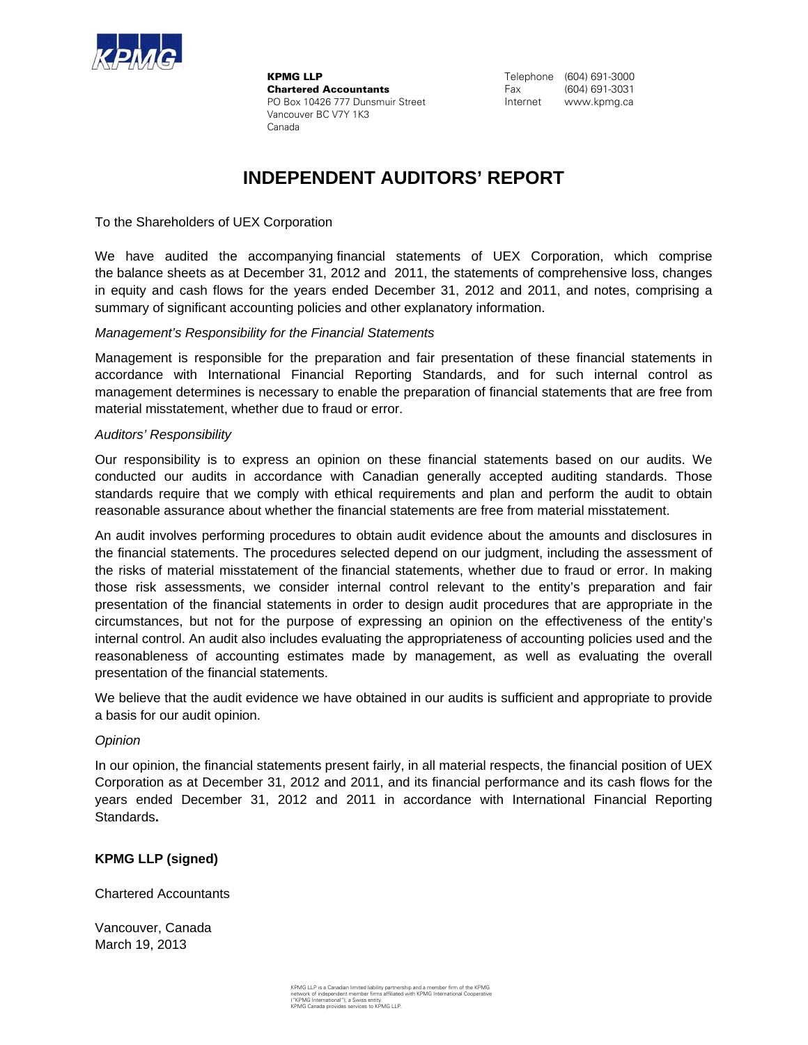KPMG

**KPMG LLP**
**Chartered Accountants**
PO Box 10426 777 Dunsmuir Street
Vancouver BC V7Y 1K3
Canada

Telephone (604) 691-3000
Fax (604) 691-3031
Internet www.kpmg.ca

# INDEPENDENT AUDITORS' REPORT

To the Shareholders of UEX Corporation

We have audited the accompanying financial statements of UEX Corporation, which comprise the balance sheets as at December 31, 2012 and 2011, the statements of comprehensive loss, changes in equity and cash flows for the years ended December 31, 2012 and 2011, and notes, comprising a summary of significant accounting policies and other explanatory information.

*Management's Responsibility for the Financial Statements*

Management is responsible for the preparation and fair presentation of these financial statements in accordance with International Financial Reporting Standards, and for such internal control as management determines is necessary to enable the preparation of financial statements that are free from material misstatement, whether due to fraud or error.

*Auditors' Responsibility*

Our responsibility is to express an opinion on these financial statements based on our audits. We conducted our audits in accordance with Canadian generally accepted auditing standards. Those standards require that we comply with ethical requirements and plan and perform the audit to obtain reasonable assurance about whether the financial statements are free from material misstatement.

An audit involves performing procedures to obtain audit evidence about the amounts and disclosures in the financial statements. The procedures selected depend on our judgment, including the assessment of the risks of material misstatement of the financial statements, whether due to fraud or error. In making those risk assessments, we consider internal control relevant to the entity's preparation and fair presentation of the financial statements in order to design audit procedures that are appropriate in the circumstances, but not for the purpose of expressing an opinion on the effectiveness of the entity's internal control. An audit also includes evaluating the appropriateness of accounting policies used and the reasonableness of accounting estimates made by management, as well as evaluating the overall presentation of the financial statements.

We believe that the audit evidence we have obtained in our audits is sufficient and appropriate to provide a basis for our audit opinion.

*Opinion*

In our opinion, the financial statements present fairly, in all material respects, the financial position of UEX Corporation as at December 31, 2012 and 2011, and its financial performance and its cash flows for the years ended December 31, 2012 and 2011 in accordance with International Financial Reporting Standards**.**

**KPMG LLP (signed)**

Chartered Accountants

Vancouver, Canada
March 19, 2013

KPMG LLP is a Canadian limited liability partnership and a member firm of the KPMG network of independent member firms affiliated with KPMG International Cooperative ("KPMG International"), a Swiss entity.
KPMG Canada provides services to KPMG LLP.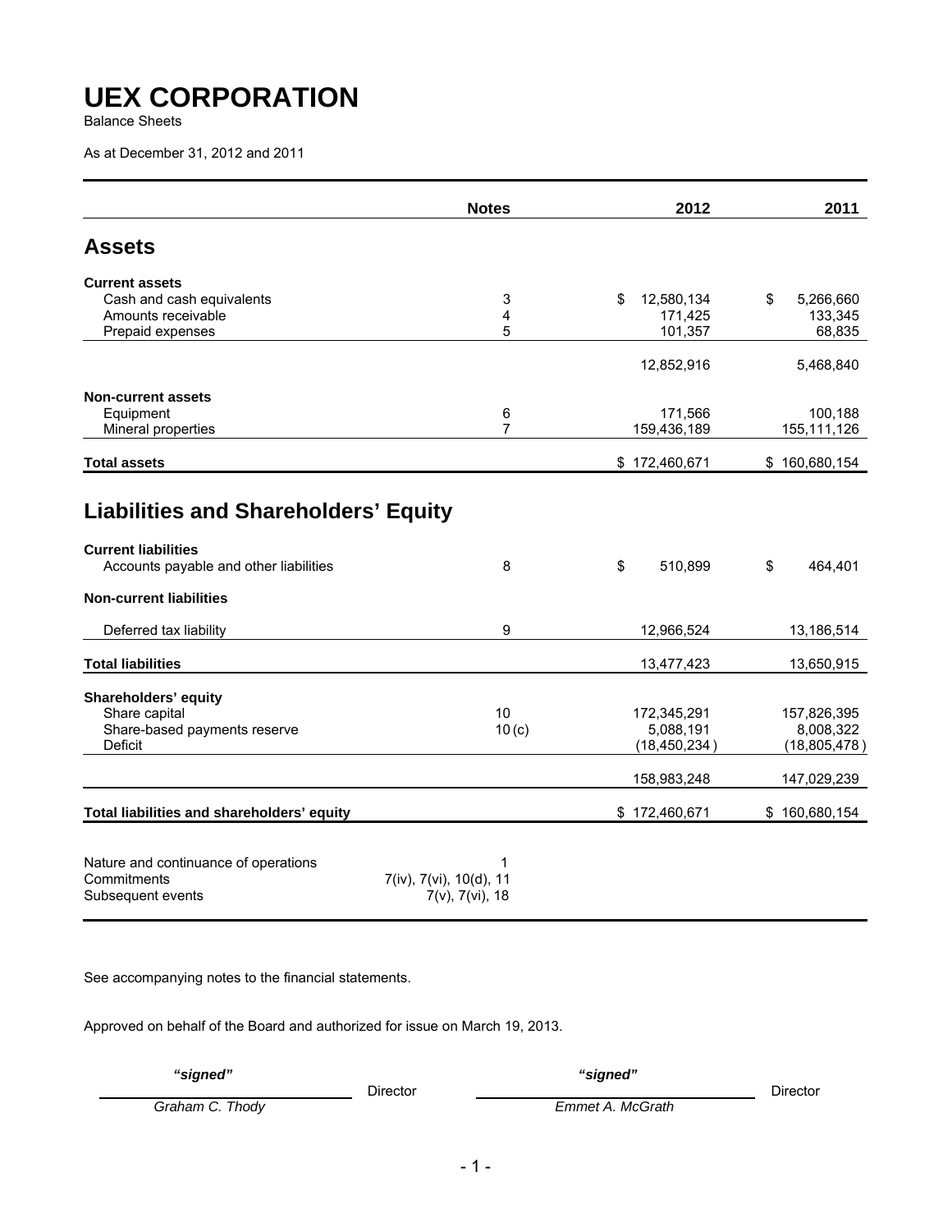# UEX CORPORATION

Balance Sheets

As at December 31, 2012 and 2011

| | Notes | 2012 | 2011 |
|---|---|---|---|
| **Assets** | | | |
| **Current assets** | | | |
| Cash and cash equivalents | 3 | $ 12,580,134 | $ 5,266,660 |
| Amounts receivable | 4 | 171,425 | 133,345 |
| Prepaid expenses | 5 | 101,357 | 68,835 |
| | | 12,852,916 | 5,468,840 |
| **Non-current assets** | | | |
| Equipment | 6 | 171,566 | 100,188 |
| Mineral properties | 7 | 159,436,189 | 155,111,126 |
| **Total assets** | | $ 172,460,671 | $ 160,680,154 |
| **Liabilities and Shareholders' Equity** | | | |
| **Current liabilities** | | | |
| Accounts payable and other liabilities | 8 | $ 510,899 | $ 464,401 |
| **Non-current liabilities** | | | |
| Deferred tax liability | 9 | 12,966,524 | 13,186,514 |
| **Total liabilities** | | 13,477,423 | 13,650,915 |
| **Shareholders' equity** | | | |
| Share capital | 10 | 172,345,291 | 157,826,395 |
| Share-based payments reserve | 10 (c) | 5,088,191 | 8,008,322 |
| Deficit | | (18,450,234 ) | (18,805,478 ) |
| | | 158,983,248 | 147,029,239 |
| **Total liabilities and shareholders' equity** | | $ 172,460,671 | $ 160,680,154 |

| | |
|---|---|
| Nature and continuance of operations | 1 |
| Commitments | 7(iv), 7(vi), 10(d), 11 |
| Subsequent events | 7(v), 7(vi), 18 |

See accompanying notes to the financial statements.

Approved on behalf of the Board and authorized for issue on March 19, 2013.

| | | | |
|---|---|---|---|
| ***"signed"*** | | ***"signed"*** | |
| *Graham C. Thody* | Director | *Emmet A. McGrath* | Director |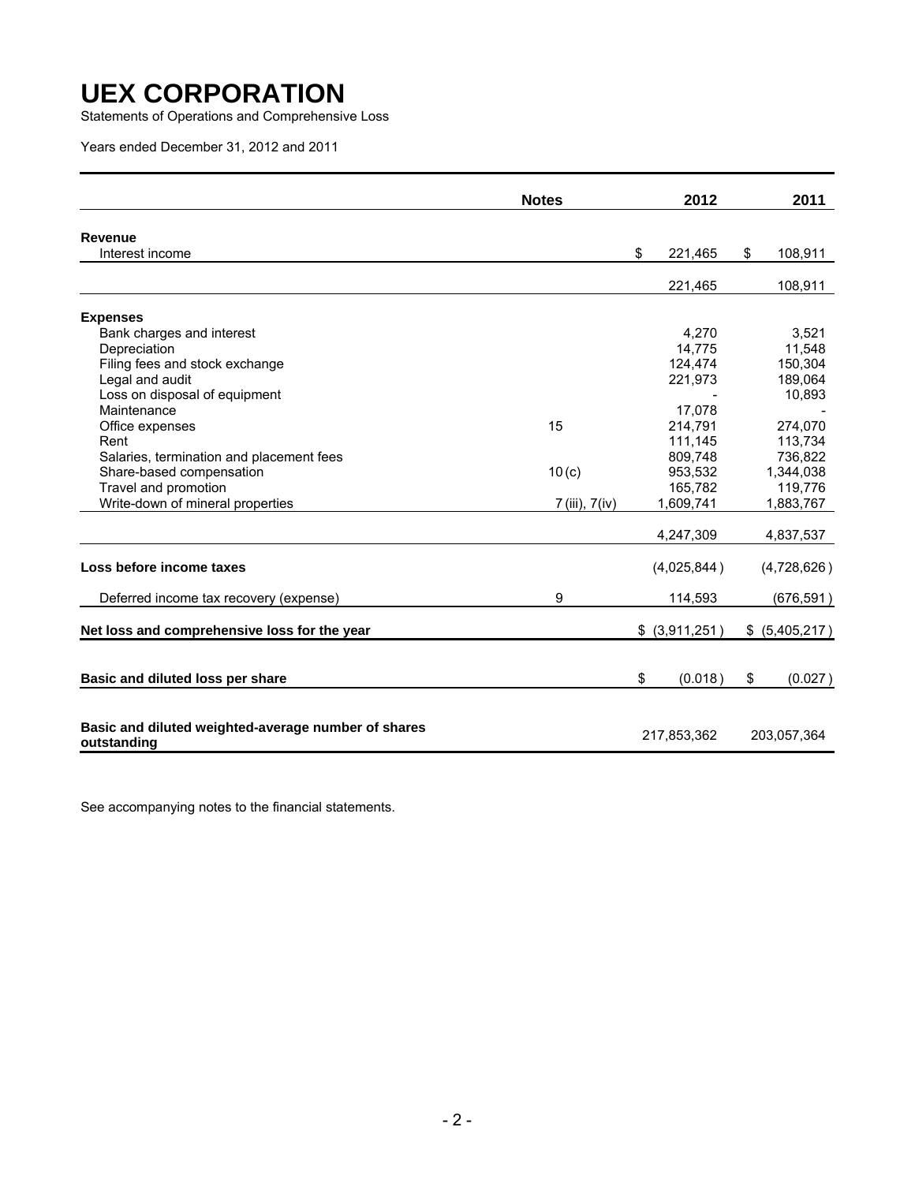# UEX CORPORATION

Statements of Operations and Comprehensive Loss

Years ended December 31, 2012 and 2011

| | Notes | 2012 | 2011 |
|---|---|---|---|
| **Revenue** | | | |
| Interest income | | $ 221,465 | $ 108,911 |
| | | 221,465 | 108,911 |
| **Expenses** | | | |
| Bank charges and interest | | 4,270 | 3,521 |
| Depreciation | | 14,775 | 11,548 |
| Filing fees and stock exchange | | 124,474 | 150,304 |
| Legal and audit | | 221,973 | 189,064 |
| Loss on disposal of equipment | | - | 10,893 |
| Maintenance | | 17,078 | - |
| Office expenses | 15 | 214,791 | 274,070 |
| Rent | | 111,145 | 113,734 |
| Salaries, termination and placement fees | | 809,748 | 736,822 |
| Share-based compensation | 10(c) | 953,532 | 1,344,038 |
| Travel and promotion | | 165,782 | 119,776 |
| Write-down of mineral properties | 7(iii), 7(iv) | 1,609,741 | 1,883,767 |
| | | 4,247,309 | 4,837,537 |
| **Loss before income taxes** | | (4,025,844) | (4,728,626) |
| Deferred income tax recovery (expense) | 9 | 114,593 | (676,591) |
| **Net loss and comprehensive loss for the year** | | $ (3,911,251) | $ (5,405,217) |
| **Basic and diluted loss per share** | | $ (0.018) | $ (0.027) |
| **Basic and diluted weighted-average number of shares outstanding** | | 217,853,362 | 203,057,364 |

See accompanying notes to the financial statements.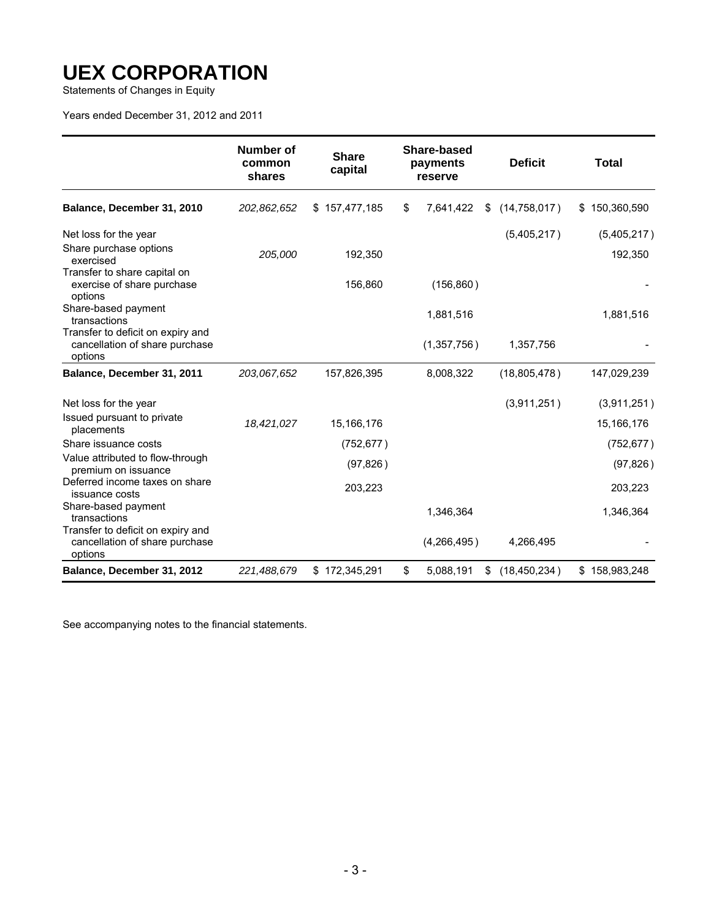# UEX CORPORATION

Statements of Changes in Equity

Years ended December 31, 2012 and 2011

| | Number of common shares | Share capital | Share-based payments reserve | Deficit | Total |
|---|---|---|---|---|---|
| **Balance, December 31, 2010** | *202,862,652* | $ 157,477,185 | $ 7,641,422 | $ (14,758,017) | $ 150,360,590 |
| Net loss for the year | | | | (5,405,217) | (5,405,217) |
| Share purchase options exercised | *205,000* | 192,350 | | | 192,350 |
| Transfer to share capital on exercise of share purchase options | | 156,860 | (156,860) | | - |
| Share-based payment transactions | | | 1,881,516 | | 1,881,516 |
| Transfer to deficit on expiry and cancellation of share purchase options | | | (1,357,756) | 1,357,756 | - |
| **Balance, December 31, 2011** | *203,067,652* | 157,826,395 | 8,008,322 | (18,805,478) | 147,029,239 |
| Net loss for the year | | | | (3,911,251) | (3,911,251) |
| Issued pursuant to private placements | *18,421,027* | 15,166,176 | | | 15,166,176 |
| Share issuance costs | | (752,677) | | | (752,677) |
| Value attributed to flow-through premium on issuance | | (97,826) | | | (97,826) |
| Deferred income taxes on share issuance costs | | 203,223 | | | 203,223 |
| Share-based payment transactions | | | 1,346,364 | | 1,346,364 |
| Transfer to deficit on expiry and cancellation of share purchase options | | | (4,266,495) | 4,266,495 | - |
| **Balance, December 31, 2012** | *221,488,679* | $ 172,345,291 | $ 5,088,191 | $ (18,450,234) | $ 158,983,248 |

See accompanying notes to the financial statements.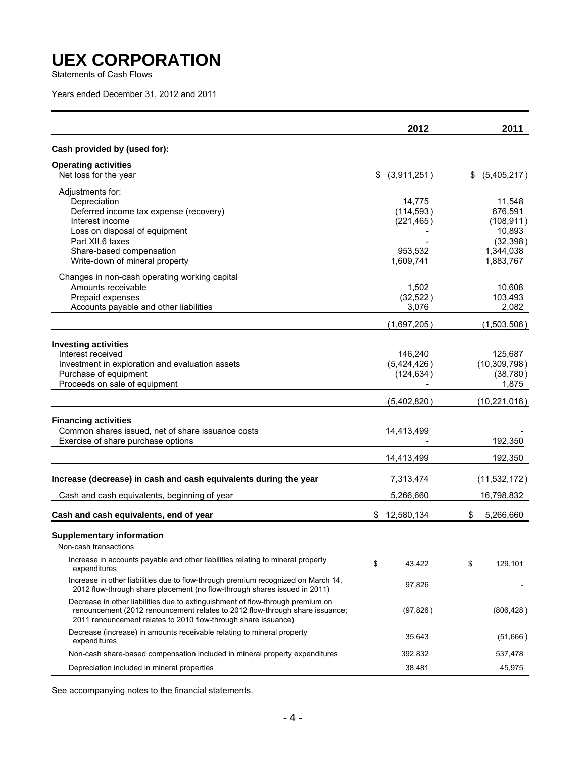# UEX CORPORATION

Statements of Cash Flows

Years ended December 31, 2012 and 2011

| | 2012 | 2011 |
|---|---|---|
| **Cash provided by (used for):** | | |
| **Operating activities** | | |
| Net loss for the year | $ (3,911,251) | $ (5,405,217) |
| Adjustments for: | | |
| Depreciation | 14,775 | 11,548 |
| Deferred income tax expense (recovery) | (114,593) | 676,591 |
| Interest income | (221,465) | (108,911) |
| Loss on disposal of equipment | - | 10,893 |
| Part XII.6 taxes | - | (32,398) |
| Share-based compensation | 953,532 | 1,344,038 |
| Write-down of mineral property | 1,609,741 | 1,883,767 |
| Changes in non-cash operating working capital | | |
| Amounts receivable | 1,502 | 10,608 |
| Prepaid expenses | (32,522) | 103,493 |
| Accounts payable and other liabilities | 3,076 | 2,082 |
| | (1,697,205) | (1,503,506) |
| **Investing activities** | | |
| Interest received | 146,240 | 125,687 |
| Investment in exploration and evaluation assets | (5,424,426) | (10,309,798) |
| Purchase of equipment | (124,634) | (38,780) |
| Proceeds on sale of equipment | - | 1,875 |
| | (5,402,820) | (10,221,016) |
| **Financing activities** | | |
| Common shares issued, net of share issuance costs | 14,413,499 | - |
| Exercise of share purchase options | - | 192,350 |
| | 14,413,499 | 192,350 |
| **Increase (decrease) in cash and cash equivalents during the year** | 7,313,474 | (11,532,172) |
| Cash and cash equivalents, beginning of year | 5,266,660 | 16,798,832 |
| **Cash and cash equivalents, end of year** | $ 12,580,134 | $ 5,266,660 |
| **Supplementary information** | | |
| Non-cash transactions | | |
| Increase in accounts payable and other liabilities relating to mineral property expenditures | $ 43,422 | $ 129,101 |
| Increase in other liabilities due to flow-through premium recognized on March 14, 2012 flow-through share placement (no flow-through shares issued in 2011) | 97,826 | - |
| Decrease in other liabilities due to extinguishment of flow-through premium on renouncement (2012 renouncement relates to 2012 flow-through share issuance; 2011 renouncement relates to 2010 flow-through share issuance) | (97,826) | (806,428) |
| Decrease (increase) in amounts receivable relating to mineral property expenditures | 35,643 | (51,666) |
| Non-cash share-based compensation included in mineral property expenditures | 392,832 | 537,478 |
| Depreciation included in mineral properties | 38,481 | 45,975 |

See accompanying notes to the financial statements.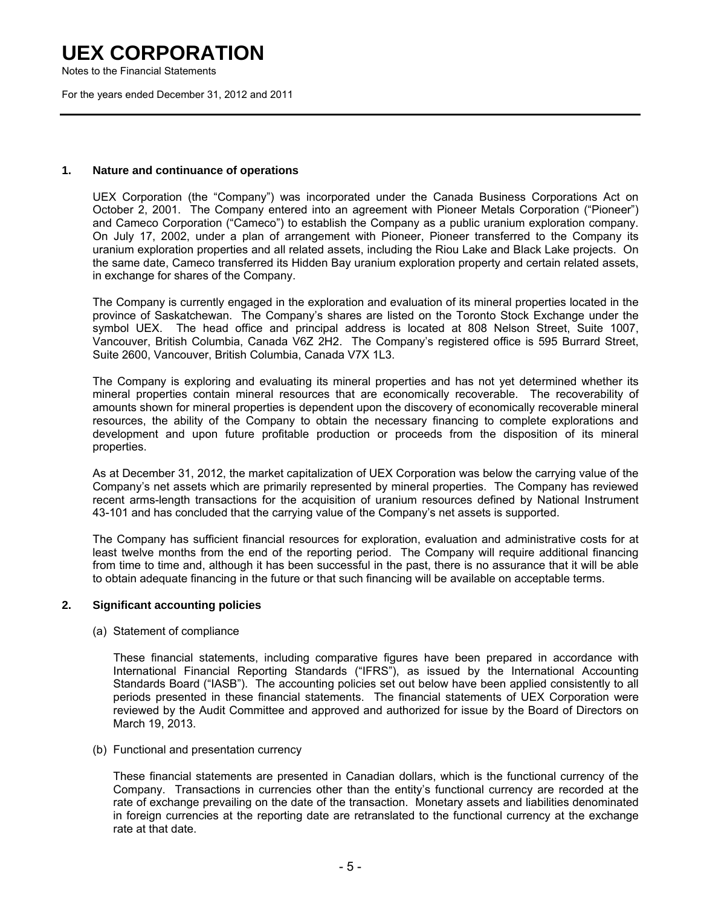# UEX CORPORATION

Notes to the Financial Statements

For the years ended December 31, 2012 and 2011

## 1. Nature and continuance of operations

UEX Corporation (the "Company") was incorporated under the Canada Business Corporations Act on October 2, 2001. The Company entered into an agreement with Pioneer Metals Corporation ("Pioneer") and Cameco Corporation ("Cameco") to establish the Company as a public uranium exploration company. On July 17, 2002, under a plan of arrangement with Pioneer, Pioneer transferred to the Company its uranium exploration properties and all related assets, including the Riou Lake and Black Lake projects. On the same date, Cameco transferred its Hidden Bay uranium exploration property and certain related assets, in exchange for shares of the Company.

The Company is currently engaged in the exploration and evaluation of its mineral properties located in the province of Saskatchewan. The Company's shares are listed on the Toronto Stock Exchange under the symbol UEX. The head office and principal address is located at 808 Nelson Street, Suite 1007, Vancouver, British Columbia, Canada V6Z 2H2. The Company's registered office is 595 Burrard Street, Suite 2600, Vancouver, British Columbia, Canada V7X 1L3.

The Company is exploring and evaluating its mineral properties and has not yet determined whether its mineral properties contain mineral resources that are economically recoverable. The recoverability of amounts shown for mineral properties is dependent upon the discovery of economically recoverable mineral resources, the ability of the Company to obtain the necessary financing to complete explorations and development and upon future profitable production or proceeds from the disposition of its mineral properties.

As at December 31, 2012, the market capitalization of UEX Corporation was below the carrying value of the Company's net assets which are primarily represented by mineral properties. The Company has reviewed recent arms-length transactions for the acquisition of uranium resources defined by National Instrument 43-101 and has concluded that the carrying value of the Company's net assets is supported.

The Company has sufficient financial resources for exploration, evaluation and administrative costs for at least twelve months from the end of the reporting period. The Company will require additional financing from time to time and, although it has been successful in the past, there is no assurance that it will be able to obtain adequate financing in the future or that such financing will be available on acceptable terms.

## 2. Significant accounting policies

(a) Statement of compliance

These financial statements, including comparative figures have been prepared in accordance with International Financial Reporting Standards ("IFRS"), as issued by the International Accounting Standards Board ("IASB"). The accounting policies set out below have been applied consistently to all periods presented in these financial statements. The financial statements of UEX Corporation were reviewed by the Audit Committee and approved and authorized for issue by the Board of Directors on March 19, 2013.

(b) Functional and presentation currency

These financial statements are presented in Canadian dollars, which is the functional currency of the Company. Transactions in currencies other than the entity's functional currency are recorded at the rate of exchange prevailing on the date of the transaction. Monetary assets and liabilities denominated in foreign currencies at the reporting date are retranslated to the functional currency at the exchange rate at that date.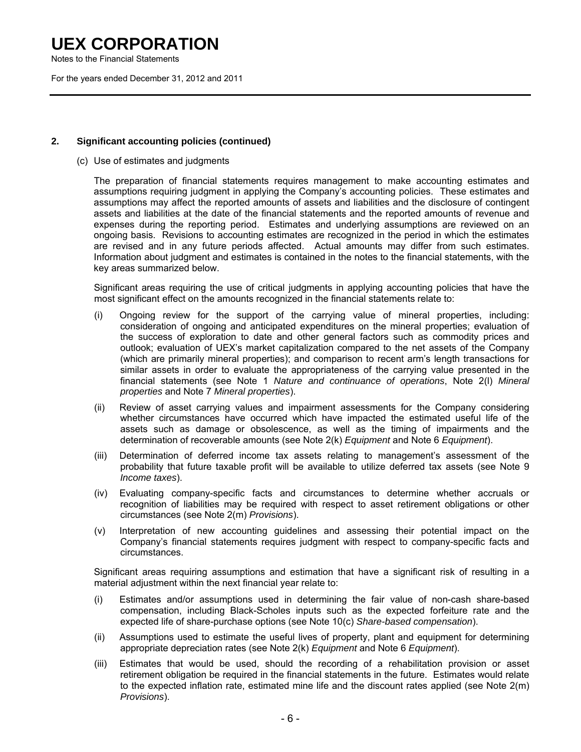## 2. Significant accounting policies (continued)

(c) Use of estimates and judgments

The preparation of financial statements requires management to make accounting estimates and assumptions requiring judgment in applying the Company's accounting policies. These estimates and assumptions may affect the reported amounts of assets and liabilities and the disclosure of contingent assets and liabilities at the date of the financial statements and the reported amounts of revenue and expenses during the reporting period. Estimates and underlying assumptions are reviewed on an ongoing basis. Revisions to accounting estimates are recognized in the period in which the estimates are revised and in any future periods affected. Actual amounts may differ from such estimates. Information about judgment and estimates is contained in the notes to the financial statements, with the key areas summarized below.

Significant areas requiring the use of critical judgments in applying accounting policies that have the most significant effect on the amounts recognized in the financial statements relate to:

(i) Ongoing review for the support of the carrying value of mineral properties, including: consideration of ongoing and anticipated expenditures on the mineral properties; evaluation of the success of exploration to date and other general factors such as commodity prices and outlook; evaluation of UEX's market capitalization compared to the net assets of the Company (which are primarily mineral properties); and comparison to recent arm's length transactions for similar assets in order to evaluate the appropriateness of the carrying value presented in the financial statements (see Note 1 *Nature and continuance of operations*, Note 2(l) *Mineral properties* and Note 7 *Mineral properties*).

(ii) Review of asset carrying values and impairment assessments for the Company considering whether circumstances have occurred which have impacted the estimated useful life of the assets such as damage or obsolescence, as well as the timing of impairments and the determination of recoverable amounts (see Note 2(k) *Equipment* and Note 6 *Equipment*).

(iii) Determination of deferred income tax assets relating to management's assessment of the probability that future taxable profit will be available to utilize deferred tax assets (see Note 9 *Income taxes*).

(iv) Evaluating company-specific facts and circumstances to determine whether accruals or recognition of liabilities may be required with respect to asset retirement obligations or other circumstances (see Note 2(m) *Provisions*).

(v) Interpretation of new accounting guidelines and assessing their potential impact on the Company's financial statements requires judgment with respect to company-specific facts and circumstances.

Significant areas requiring assumptions and estimation that have a significant risk of resulting in a material adjustment within the next financial year relate to:

(i) Estimates and/or assumptions used in determining the fair value of non-cash share-based compensation, including Black-Scholes inputs such as the expected forfeiture rate and the expected life of share-purchase options (see Note 10(c) *Share-based compensation*).

(ii) Assumptions used to estimate the useful lives of property, plant and equipment for determining appropriate depreciation rates (see Note 2(k) *Equipment* and Note 6 *Equipment*).

(iii) Estimates that would be used, should the recording of a rehabilitation provision or asset retirement obligation be required in the financial statements in the future. Estimates would relate to the expected inflation rate, estimated mine life and the discount rates applied (see Note 2(m) *Provisions*).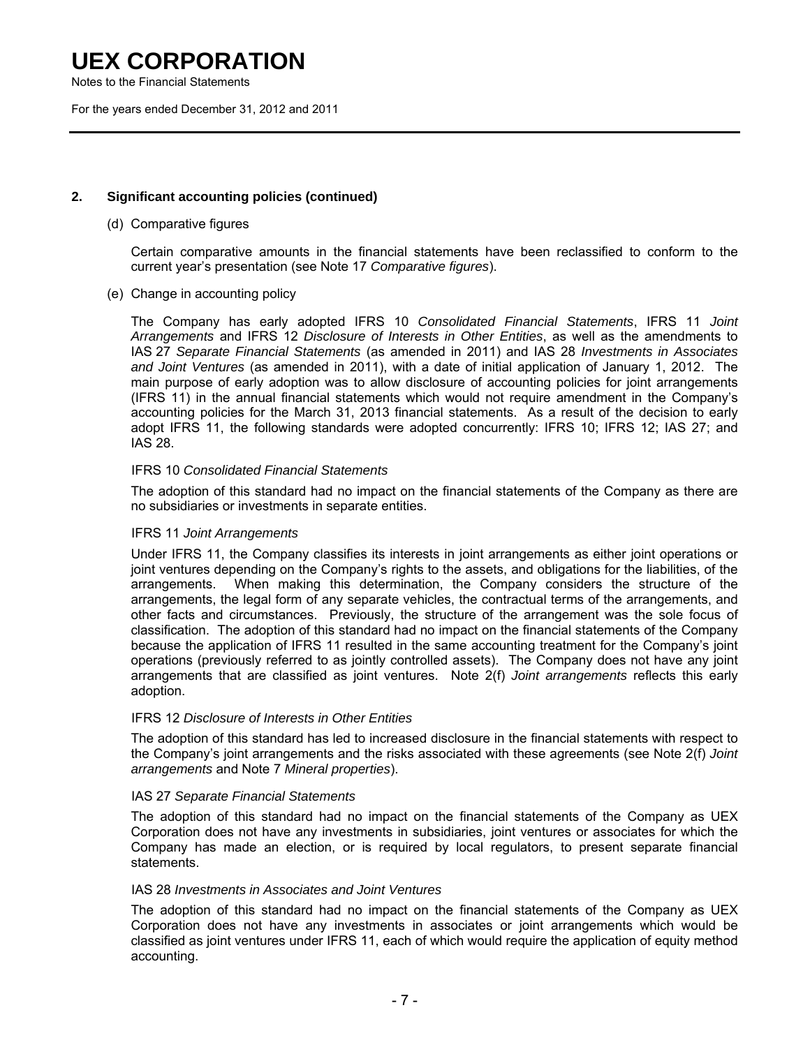## 2. Significant accounting policies (continued)

(d) Comparative figures

Certain comparative amounts in the financial statements have been reclassified to conform to the current year's presentation (see Note 17 *Comparative figures*).

(e) Change in accounting policy

The Company has early adopted IFRS 10 *Consolidated Financial Statements*, IFRS 11 *Joint Arrangements* and IFRS 12 *Disclosure of Interests in Other Entities*, as well as the amendments to IAS 27 *Separate Financial Statements* (as amended in 2011) and IAS 28 *Investments in Associates and Joint Ventures* (as amended in 2011), with a date of initial application of January 1, 2012. The main purpose of early adoption was to allow disclosure of accounting policies for joint arrangements (IFRS 11) in the annual financial statements which would not require amendment in the Company's accounting policies for the March 31, 2013 financial statements. As a result of the decision to early adopt IFRS 11, the following standards were adopted concurrently: IFRS 10; IFRS 12; IAS 27; and IAS 28.

IFRS 10 *Consolidated Financial Statements*

The adoption of this standard had no impact on the financial statements of the Company as there are no subsidiaries or investments in separate entities.

IFRS 11 *Joint Arrangements*

Under IFRS 11, the Company classifies its interests in joint arrangements as either joint operations or joint ventures depending on the Company's rights to the assets, and obligations for the liabilities, of the arrangements. When making this determination, the Company considers the structure of the arrangements, the legal form of any separate vehicles, the contractual terms of the arrangements, and other facts and circumstances. Previously, the structure of the arrangement was the sole focus of classification. The adoption of this standard had no impact on the financial statements of the Company because the application of IFRS 11 resulted in the same accounting treatment for the Company's joint operations (previously referred to as jointly controlled assets). The Company does not have any joint arrangements that are classified as joint ventures. Note 2(f) *Joint arrangements* reflects this early adoption.

IFRS 12 *Disclosure of Interests in Other Entities*

The adoption of this standard has led to increased disclosure in the financial statements with respect to the Company's joint arrangements and the risks associated with these agreements (see Note 2(f) *Joint arrangements* and Note 7 *Mineral properties*).

IAS 27 *Separate Financial Statements*

The adoption of this standard had no impact on the financial statements of the Company as UEX Corporation does not have any investments in subsidiaries, joint ventures or associates for which the Company has made an election, or is required by local regulators, to present separate financial statements.

IAS 28 *Investments in Associates and Joint Ventures*

The adoption of this standard had no impact on the financial statements of the Company as UEX Corporation does not have any investments in associates or joint arrangements which would be classified as joint ventures under IFRS 11, each of which would require the application of equity method accounting.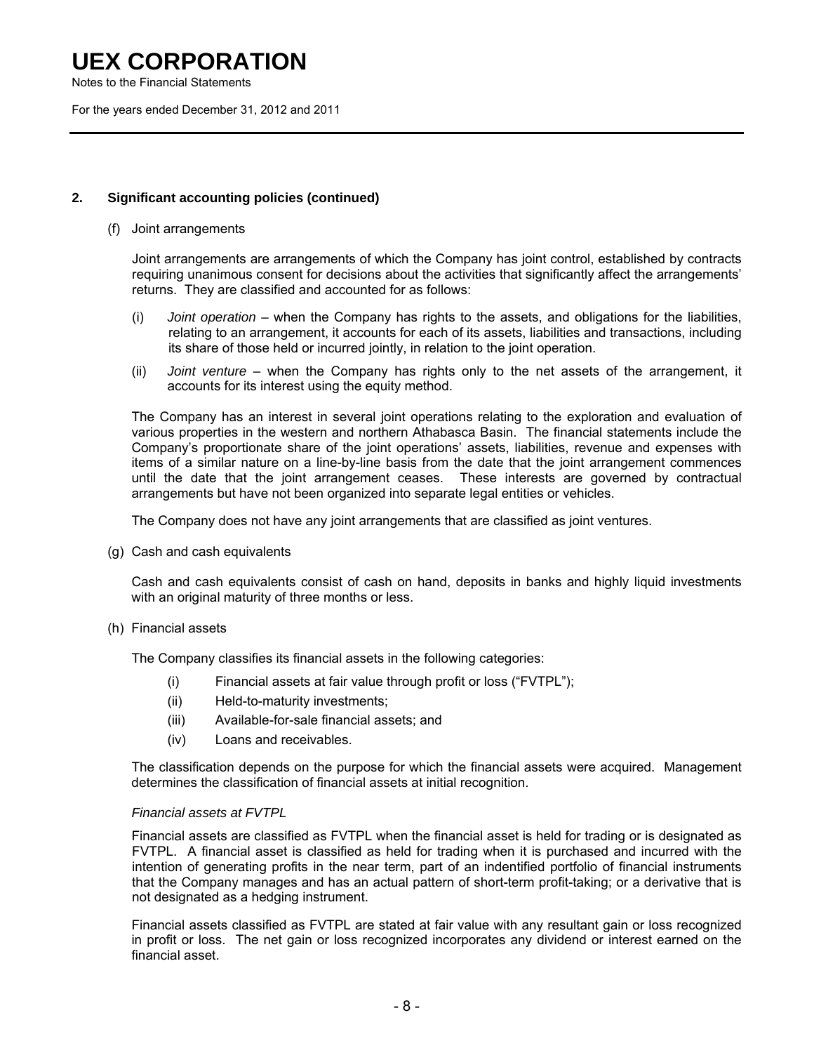## 2. Significant accounting policies (continued)

(f) Joint arrangements

Joint arrangements are arrangements of which the Company has joint control, established by contracts requiring unanimous consent for decisions about the activities that significantly affect the arrangements' returns. They are classified and accounted for as follows:

(i) *Joint operation* – when the Company has rights to the assets, and obligations for the liabilities, relating to an arrangement, it accounts for each of its assets, liabilities and transactions, including its share of those held or incurred jointly, in relation to the joint operation.

(ii) *Joint venture* – when the Company has rights only to the net assets of the arrangement, it accounts for its interest using the equity method.

The Company has an interest in several joint operations relating to the exploration and evaluation of various properties in the western and northern Athabasca Basin. The financial statements include the Company's proportionate share of the joint operations' assets, liabilities, revenue and expenses with items of a similar nature on a line-by-line basis from the date that the joint arrangement commences until the date that the joint arrangement ceases. These interests are governed by contractual arrangements but have not been organized into separate legal entities or vehicles.

The Company does not have any joint arrangements that are classified as joint ventures.

(g) Cash and cash equivalents

Cash and cash equivalents consist of cash on hand, deposits in banks and highly liquid investments with an original maturity of three months or less.

(h) Financial assets

The Company classifies its financial assets in the following categories:

(i) Financial assets at fair value through profit or loss ("FVTPL");
(ii) Held-to-maturity investments;
(iii) Available-for-sale financial assets; and
(iv) Loans and receivables.

The classification depends on the purpose for which the financial assets were acquired. Management determines the classification of financial assets at initial recognition.

*Financial assets at FVTPL*

Financial assets are classified as FVTPL when the financial asset is held for trading or is designated as FVTPL. A financial asset is classified as held for trading when it is purchased and incurred with the intention of generating profits in the near term, part of an indentified portfolio of financial instruments that the Company manages and has an actual pattern of short-term profit-taking; or a derivative that is not designated as a hedging instrument.

Financial assets classified as FVTPL are stated at fair value with any resultant gain or loss recognized in profit or loss. The net gain or loss recognized incorporates any dividend or interest earned on the financial asset.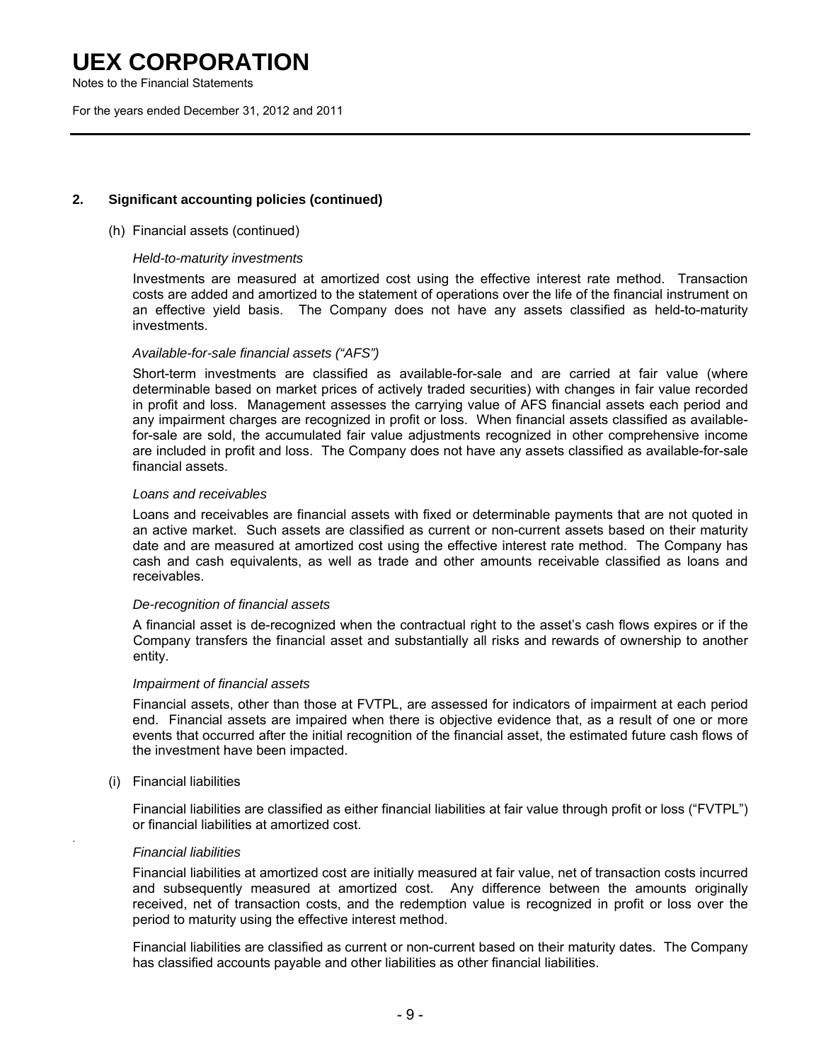## 2. Significant accounting policies (continued)

(h) Financial assets (continued)

*Held-to-maturity investments*

Investments are measured at amortized cost using the effective interest rate method. Transaction costs are added and amortized to the statement of operations over the life of the financial instrument on an effective yield basis. The Company does not have any assets classified as held-to-maturity investments.

*Available-for-sale financial assets ("AFS")*

Short-term investments are classified as available-for-sale and are carried at fair value (where determinable based on market prices of actively traded securities) with changes in fair value recorded in profit and loss. Management assesses the carrying value of AFS financial assets each period and any impairment charges are recognized in profit or loss. When financial assets classified as available-for-sale are sold, the accumulated fair value adjustments recognized in other comprehensive income are included in profit and loss. The Company does not have any assets classified as available-for-sale financial assets.

*Loans and receivables*

Loans and receivables are financial assets with fixed or determinable payments that are not quoted in an active market. Such assets are classified as current or non-current assets based on their maturity date and are measured at amortized cost using the effective interest rate method. The Company has cash and cash equivalents, as well as trade and other amounts receivable classified as loans and receivables.

*De-recognition of financial assets*

A financial asset is de-recognized when the contractual right to the asset's cash flows expires or if the Company transfers the financial asset and substantially all risks and rewards of ownership to another entity.

*Impairment of financial assets*

Financial assets, other than those at FVTPL, are assessed for indicators of impairment at each period end. Financial assets are impaired when there is objective evidence that, as a result of one or more events that occurred after the initial recognition of the financial asset, the estimated future cash flows of the investment have been impacted.

(i) Financial liabilities

Financial liabilities are classified as either financial liabilities at fair value through profit or loss ("FVTPL") or financial liabilities at amortized cost.

*Financial liabilities*

Financial liabilities at amortized cost are initially measured at fair value, net of transaction costs incurred and subsequently measured at amortized cost. Any difference between the amounts originally received, net of transaction costs, and the redemption value is recognized in profit or loss over the period to maturity using the effective interest method.

Financial liabilities are classified as current or non-current based on their maturity dates. The Company has classified accounts payable and other liabilities as other financial liabilities.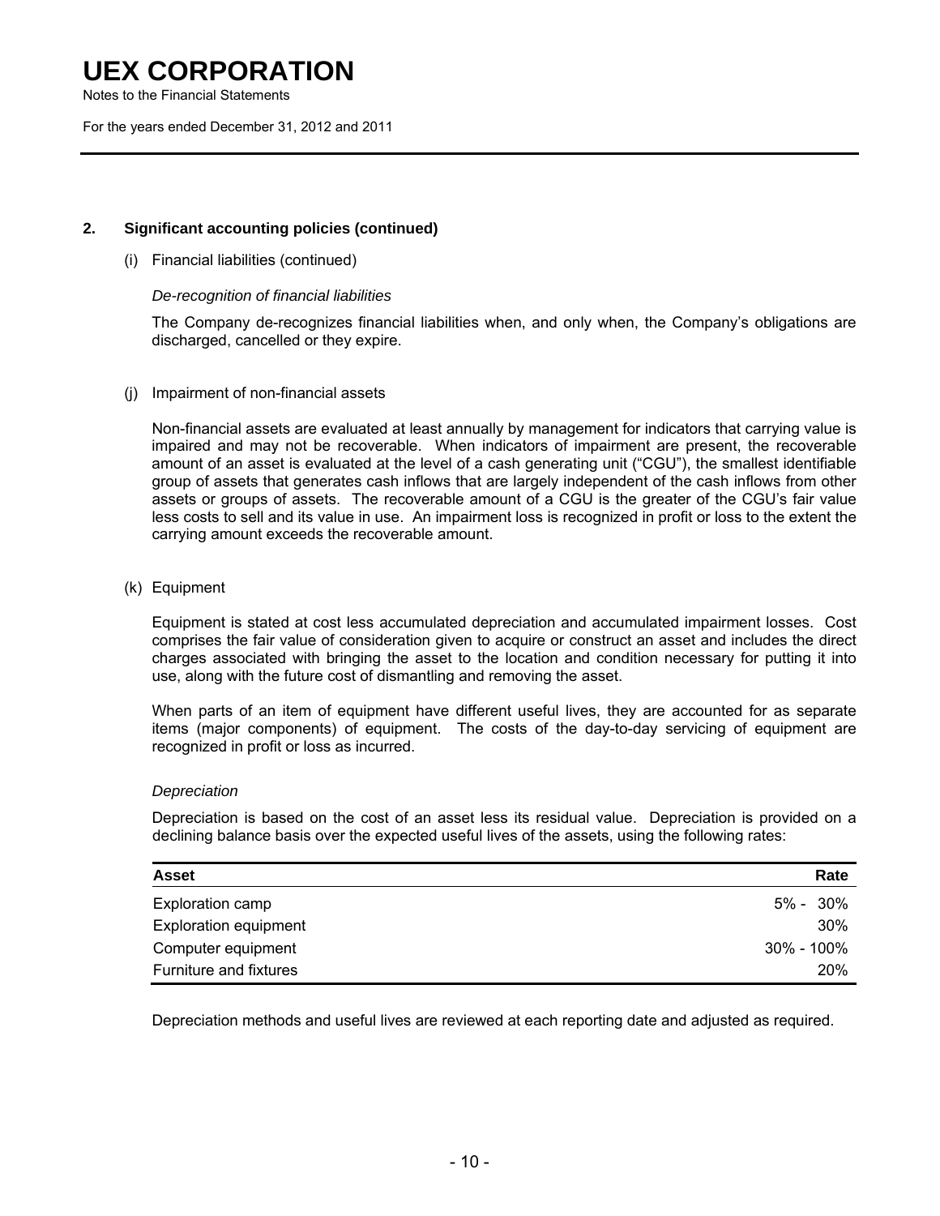**2. Significant accounting policies (continued)**

(i) Financial liabilities (continued)

*De-recognition of financial liabilities*

The Company de-recognizes financial liabilities when, and only when, the Company's obligations are discharged, cancelled or they expire.

(j) Impairment of non-financial assets

Non-financial assets are evaluated at least annually by management for indicators that carrying value is impaired and may not be recoverable. When indicators of impairment are present, the recoverable amount of an asset is evaluated at the level of a cash generating unit ("CGU"), the smallest identifiable group of assets that generates cash inflows that are largely independent of the cash inflows from other assets or groups of assets. The recoverable amount of a CGU is the greater of the CGU's fair value less costs to sell and its value in use. An impairment loss is recognized in profit or loss to the extent the carrying amount exceeds the recoverable amount.

(k) Equipment

Equipment is stated at cost less accumulated depreciation and accumulated impairment losses. Cost comprises the fair value of consideration given to acquire or construct an asset and includes the direct charges associated with bringing the asset to the location and condition necessary for putting it into use, along with the future cost of dismantling and removing the asset.

When parts of an item of equipment have different useful lives, they are accounted for as separate items (major components) of equipment. The costs of the day-to-day servicing of equipment are recognized in profit or loss as incurred.

*Depreciation*

Depreciation is based on the cost of an asset less its residual value. Depreciation is provided on a declining balance basis over the expected useful lives of the assets, using the following rates:

| Asset | Rate |
|---|---|
| Exploration camp | 5% - 30% |
| Exploration equipment | 30% |
| Computer equipment | 30% - 100% |
| Furniture and fixtures | 20% |

Depreciation methods and useful lives are reviewed at each reporting date and adjusted as required.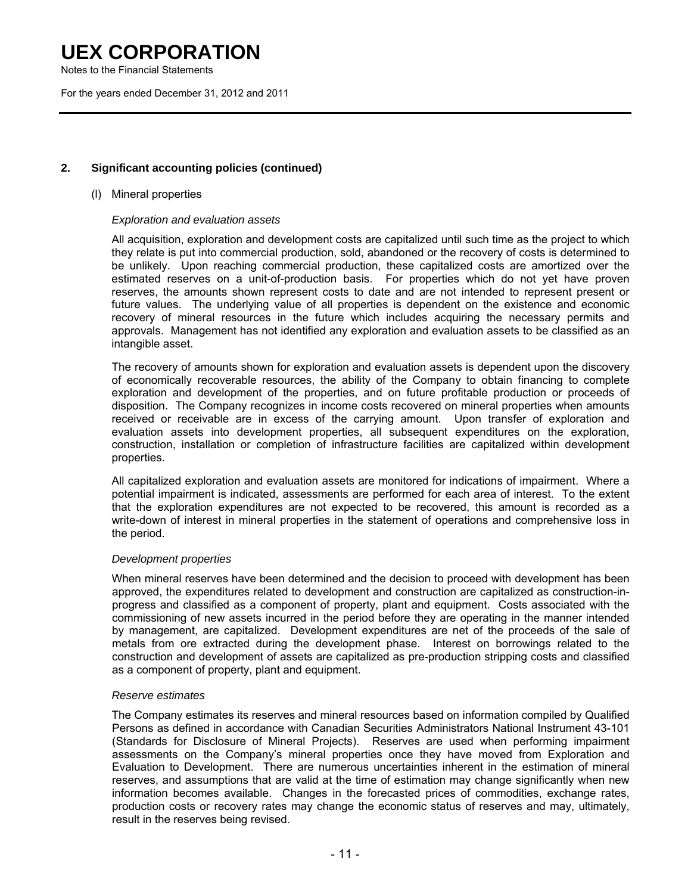## 2. Significant accounting policies (continued)

(l) Mineral properties

*Exploration and evaluation assets*

All acquisition, exploration and development costs are capitalized until such time as the project to which they relate is put into commercial production, sold, abandoned or the recovery of costs is determined to be unlikely. Upon reaching commercial production, these capitalized costs are amortized over the estimated reserves on a unit-of-production basis. For properties which do not yet have proven reserves, the amounts shown represent costs to date and are not intended to represent present or future values. The underlying value of all properties is dependent on the existence and economic recovery of mineral resources in the future which includes acquiring the necessary permits and approvals. Management has not identified any exploration and evaluation assets to be classified as an intangible asset.

The recovery of amounts shown for exploration and evaluation assets is dependent upon the discovery of economically recoverable resources, the ability of the Company to obtain financing to complete exploration and development of the properties, and on future profitable production or proceeds of disposition. The Company recognizes in income costs recovered on mineral properties when amounts received or receivable are in excess of the carrying amount. Upon transfer of exploration and evaluation assets into development properties, all subsequent expenditures on the exploration, construction, installation or completion of infrastructure facilities are capitalized within development properties.

All capitalized exploration and evaluation assets are monitored for indications of impairment. Where a potential impairment is indicated, assessments are performed for each area of interest. To the extent that the exploration expenditures are not expected to be recovered, this amount is recorded as a write-down of interest in mineral properties in the statement of operations and comprehensive loss in the period.

*Development properties*

When mineral reserves have been determined and the decision to proceed with development has been approved, the expenditures related to development and construction are capitalized as construction-in-progress and classified as a component of property, plant and equipment. Costs associated with the commissioning of new assets incurred in the period before they are operating in the manner intended by management, are capitalized. Development expenditures are net of the proceeds of the sale of metals from ore extracted during the development phase. Interest on borrowings related to the construction and development of assets are capitalized as pre-production stripping costs and classified as a component of property, plant and equipment.

*Reserve estimates*

The Company estimates its reserves and mineral resources based on information compiled by Qualified Persons as defined in accordance with Canadian Securities Administrators National Instrument 43-101 (Standards for Disclosure of Mineral Projects). Reserves are used when performing impairment assessments on the Company's mineral properties once they have moved from Exploration and Evaluation to Development. There are numerous uncertainties inherent in the estimation of mineral reserves, and assumptions that are valid at the time of estimation may change significantly when new information becomes available. Changes in the forecasted prices of commodities, exchange rates, production costs or recovery rates may change the economic status of reserves and may, ultimately, result in the reserves being revised.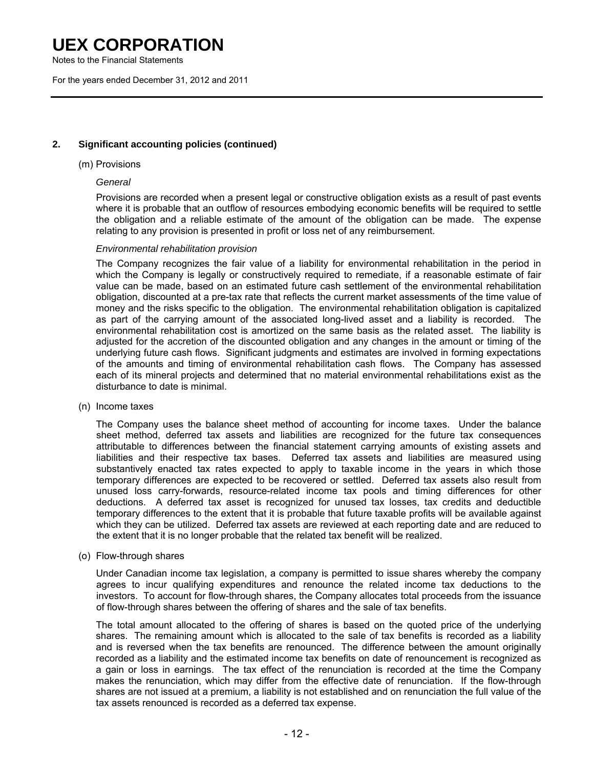## 2. Significant accounting policies (continued)

(m) Provisions

*General*

Provisions are recorded when a present legal or constructive obligation exists as a result of past events where it is probable that an outflow of resources embodying economic benefits will be required to settle the obligation and a reliable estimate of the amount of the obligation can be made. The expense relating to any provision is presented in profit or loss net of any reimbursement.

*Environmental rehabilitation provision*

The Company recognizes the fair value of a liability for environmental rehabilitation in the period in which the Company is legally or constructively required to remediate, if a reasonable estimate of fair value can be made, based on an estimated future cash settlement of the environmental rehabilitation obligation, discounted at a pre-tax rate that reflects the current market assessments of the time value of money and the risks specific to the obligation. The environmental rehabilitation obligation is capitalized as part of the carrying amount of the associated long-lived asset and a liability is recorded. The environmental rehabilitation cost is amortized on the same basis as the related asset. The liability is adjusted for the accretion of the discounted obligation and any changes in the amount or timing of the underlying future cash flows. Significant judgments and estimates are involved in forming expectations of the amounts and timing of environmental rehabilitation cash flows. The Company has assessed each of its mineral projects and determined that no material environmental rehabilitations exist as the disturbance to date is minimal.

(n) Income taxes

The Company uses the balance sheet method of accounting for income taxes. Under the balance sheet method, deferred tax assets and liabilities are recognized for the future tax consequences attributable to differences between the financial statement carrying amounts of existing assets and liabilities and their respective tax bases. Deferred tax assets and liabilities are measured using substantively enacted tax rates expected to apply to taxable income in the years in which those temporary differences are expected to be recovered or settled. Deferred tax assets also result from unused loss carry-forwards, resource-related income tax pools and timing differences for other deductions. A deferred tax asset is recognized for unused tax losses, tax credits and deductible temporary differences to the extent that it is probable that future taxable profits will be available against which they can be utilized. Deferred tax assets are reviewed at each reporting date and are reduced to the extent that it is no longer probable that the related tax benefit will be realized.

(o) Flow-through shares

Under Canadian income tax legislation, a company is permitted to issue shares whereby the company agrees to incur qualifying expenditures and renounce the related income tax deductions to the investors. To account for flow-through shares, the Company allocates total proceeds from the issuance of flow-through shares between the offering of shares and the sale of tax benefits.

The total amount allocated to the offering of shares is based on the quoted price of the underlying shares. The remaining amount which is allocated to the sale of tax benefits is recorded as a liability and is reversed when the tax benefits are renounced. The difference between the amount originally recorded as a liability and the estimated income tax benefits on date of renouncement is recognized as a gain or loss in earnings. The tax effect of the renunciation is recorded at the time the Company makes the renunciation, which may differ from the effective date of renunciation. If the flow-through shares are not issued at a premium, a liability is not established and on renunciation the full value of the tax assets renounced is recorded as a deferred tax expense.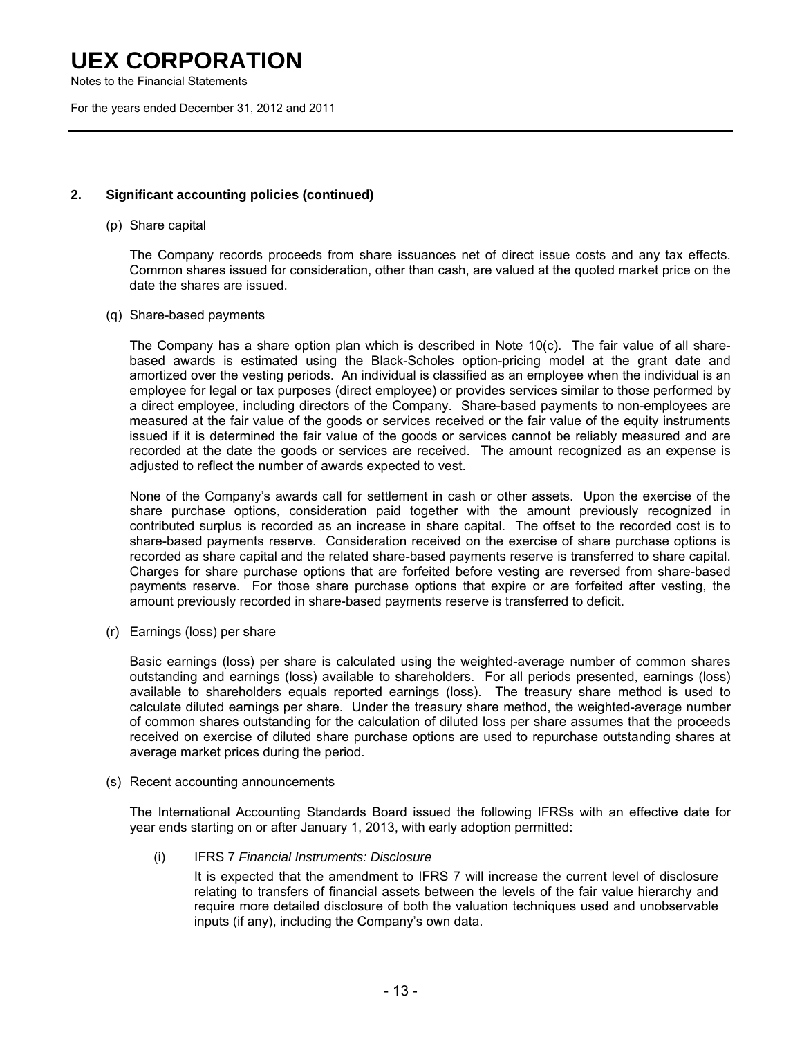## 2. Significant accounting policies (continued)

(p) Share capital

The Company records proceeds from share issuances net of direct issue costs and any tax effects. Common shares issued for consideration, other than cash, are valued at the quoted market price on the date the shares are issued.

(q) Share-based payments

The Company has a share option plan which is described in Note 10(c). The fair value of all share-based awards is estimated using the Black-Scholes option-pricing model at the grant date and amortized over the vesting periods. An individual is classified as an employee when the individual is an employee for legal or tax purposes (direct employee) or provides services similar to those performed by a direct employee, including directors of the Company. Share-based payments to non-employees are measured at the fair value of the goods or services received or the fair value of the equity instruments issued if it is determined the fair value of the goods or services cannot be reliably measured and are recorded at the date the goods or services are received. The amount recognized as an expense is adjusted to reflect the number of awards expected to vest.

None of the Company's awards call for settlement in cash or other assets. Upon the exercise of the share purchase options, consideration paid together with the amount previously recognized in contributed surplus is recorded as an increase in share capital. The offset to the recorded cost is to share-based payments reserve. Consideration received on the exercise of share purchase options is recorded as share capital and the related share-based payments reserve is transferred to share capital. Charges for share purchase options that are forfeited before vesting are reversed from share-based payments reserve. For those share purchase options that expire or are forfeited after vesting, the amount previously recorded in share-based payments reserve is transferred to deficit.

(r) Earnings (loss) per share

Basic earnings (loss) per share is calculated using the weighted-average number of common shares outstanding and earnings (loss) available to shareholders. For all periods presented, earnings (loss) available to shareholders equals reported earnings (loss). The treasury share method is used to calculate diluted earnings per share. Under the treasury share method, the weighted-average number of common shares outstanding for the calculation of diluted loss per share assumes that the proceeds received on exercise of diluted share purchase options are used to repurchase outstanding shares at average market prices during the period.

(s) Recent accounting announcements

The International Accounting Standards Board issued the following IFRSs with an effective date for year ends starting on or after January 1, 2013, with early adoption permitted:

(i) IFRS 7 *Financial Instruments: Disclosure*

It is expected that the amendment to IFRS 7 will increase the current level of disclosure relating to transfers of financial assets between the levels of the fair value hierarchy and require more detailed disclosure of both the valuation techniques used and unobservable inputs (if any), including the Company's own data.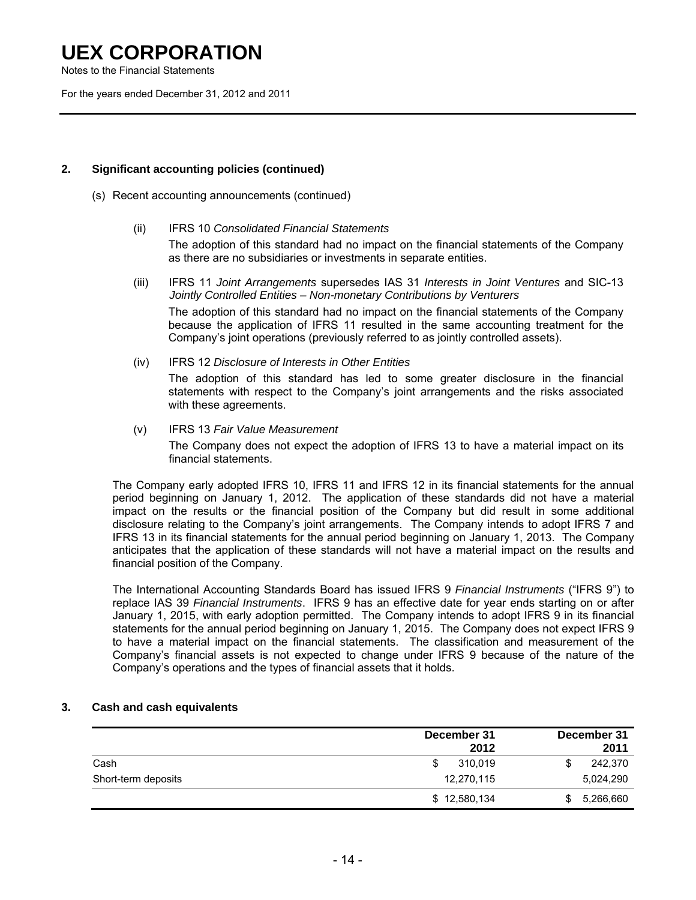## 2. Significant accounting policies (continued)

(s) Recent accounting announcements (continued)

(ii) IFRS 10 *Consolidated Financial Statements*

The adoption of this standard had no impact on the financial statements of the Company as there are no subsidiaries or investments in separate entities.

(iii) IFRS 11 *Joint Arrangements* supersedes IAS 31 *Interests in Joint Ventures* and SIC-13 *Jointly Controlled Entities – Non-monetary Contributions by Venturers*

The adoption of this standard had no impact on the financial statements of the Company because the application of IFRS 11 resulted in the same accounting treatment for the Company's joint operations (previously referred to as jointly controlled assets).

(iv) IFRS 12 *Disclosure of Interests in Other Entities*

The adoption of this standard has led to some greater disclosure in the financial statements with respect to the Company's joint arrangements and the risks associated with these agreements.

(v) IFRS 13 *Fair Value Measurement*

The Company does not expect the adoption of IFRS 13 to have a material impact on its financial statements.

The Company early adopted IFRS 10, IFRS 11 and IFRS 12 in its financial statements for the annual period beginning on January 1, 2012. The application of these standards did not have a material impact on the results or the financial position of the Company but did result in some additional disclosure relating to the Company's joint arrangements. The Company intends to adopt IFRS 7 and IFRS 13 in its financial statements for the annual period beginning on January 1, 2013. The Company anticipates that the application of these standards will not have a material impact on the results and financial position of the Company.

The International Accounting Standards Board has issued IFRS 9 *Financial Instruments* ("IFRS 9") to replace IAS 39 *Financial Instruments*. IFRS 9 has an effective date for year ends starting on or after January 1, 2015, with early adoption permitted. The Company intends to adopt IFRS 9 in its financial statements for the annual period beginning on January 1, 2015. The Company does not expect IFRS 9 to have a material impact on the financial statements. The classification and measurement of the Company's financial assets is not expected to change under IFRS 9 because of the nature of the Company's operations and the types of financial assets that it holds.

## 3. Cash and cash equivalents

| | December 31 2012 | December 31 2011 |
|---|---|---|
| Cash | $ 310,019 | $ 242,370 |
| Short-term deposits | 12,270,115 | 5,024,290 |
| | $ 12,580,134 | $ 5,266,660 |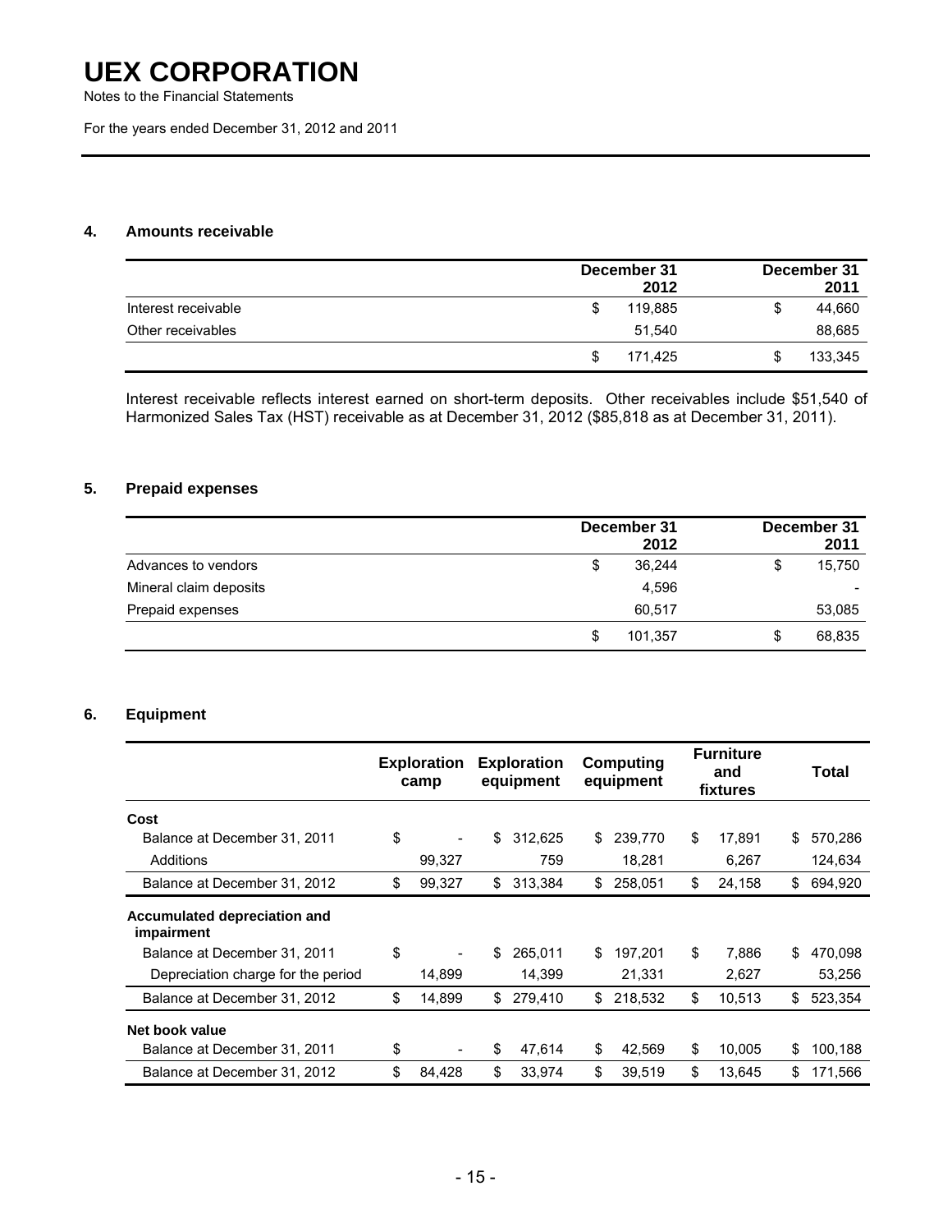# UEX CORPORATION

Notes to the Financial Statements

For the years ended December 31, 2012 and 2011

## 4. Amounts receivable

| | December 31 2012 | December 31 2011 |
|---|---|---|
| Interest receivable | $ 119,885 | $ 44,660 |
| Other receivables | 51,540 | 88,685 |
| | $ 171,425 | $ 133,345 |

Interest receivable reflects interest earned on short-term deposits. Other receivables include $51,540 of Harmonized Sales Tax (HST) receivable as at December 31, 2012 ($85,818 as at December 31, 2011).

## 5. Prepaid expenses

| | December 31 2012 | December 31 2011 |
|---|---|---|
| Advances to vendors | $ 36,244 | $ 15,750 |
| Mineral claim deposits | 4,596 | - |
| Prepaid expenses | 60,517 | 53,085 |
| | $ 101,357 | $ 68,835 |

## 6. Equipment

| | Exploration camp | Exploration equipment | Computing equipment | Furniture and fixtures | Total |
|---|---|---|---|---|---|
| **Cost** | | | | | |
| Balance at December 31, 2011 | $ - | $ 312,625 | $ 239,770 | $ 17,891 | $ 570,286 |
| Additions | 99,327 | 759 | 18,281 | 6,267 | 124,634 |
| Balance at December 31, 2012 | $ 99,327 | $ 313,384 | $ 258,051 | $ 24,158 | $ 694,920 |
| **Accumulated depreciation and impairment** | | | | | |
| Balance at December 31, 2011 | $ - | $ 265,011 | $ 197,201 | $ 7,886 | $ 470,098 |
| Depreciation charge for the period | 14,899 | 14,399 | 21,331 | 2,627 | 53,256 |
| Balance at December 31, 2012 | $ 14,899 | $ 279,410 | $ 218,532 | $ 10,513 | $ 523,354 |
| **Net book value** | | | | | |
| Balance at December 31, 2011 | $ - | $ 47,614 | $ 42,569 | $ 10,005 | $ 100,188 |
| Balance at December 31, 2012 | $ 84,428 | $ 33,974 | $ 39,519 | $ 13,645 | $ 171,566 |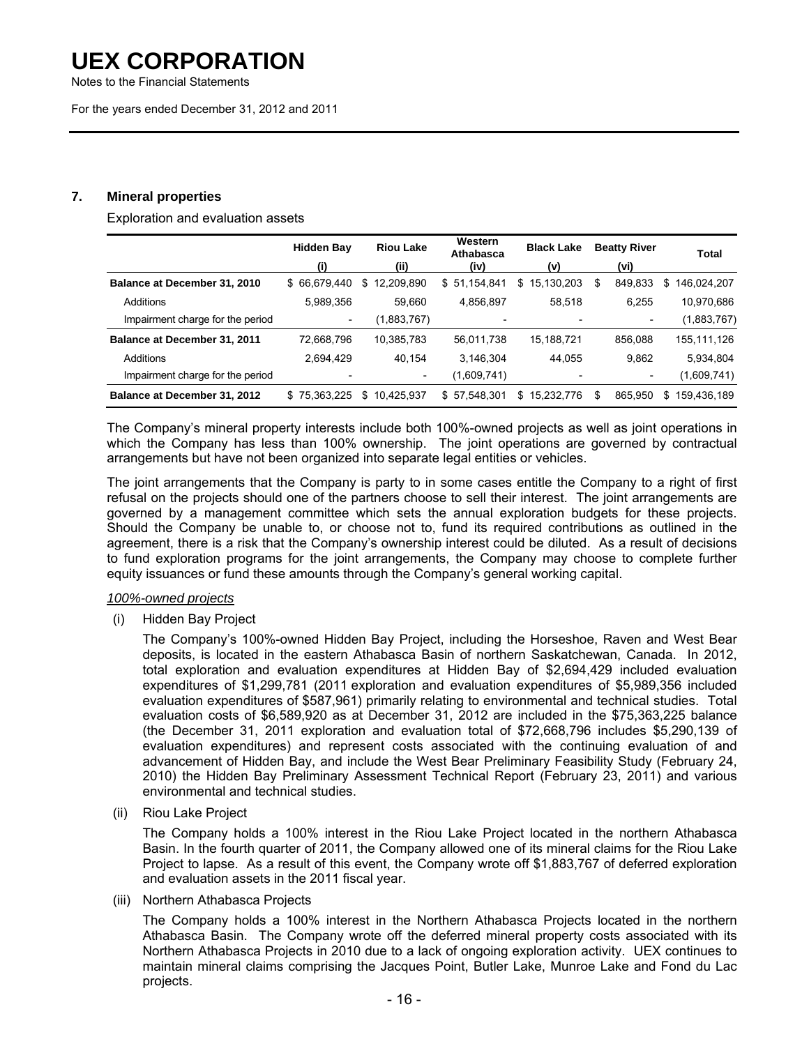## 7. Mineral properties

Exploration and evaluation assets

| | Hidden Bay (i) | Riou Lake (ii) | Western Athabasca (iv) | Black Lake (v) | Beatty River (vi) | Total |
|---|---|---|---|---|---|---|
| **Balance at December 31, 2010** | $ 66,679,440 | $ 12,209,890 | $ 51,154,841 | $ 15,130,203 | $ 849,833 | $ 146,024,207 |
| Additions | 5,989,356 | 59,660 | 4,856,897 | 58,518 | 6,255 | 10,970,686 |
| Impairment charge for the period | - | (1,883,767) | - | - | - | (1,883,767) |
| **Balance at December 31, 2011** | 72,668,796 | 10,385,783 | 56,011,738 | 15,188,721 | 856,088 | 155,111,126 |
| Additions | 2,694,429 | 40,154 | 3,146,304 | 44,055 | 9,862 | 5,934,804 |
| Impairment charge for the period | - | - | (1,609,741) | - | - | (1,609,741) |
| **Balance at December 31, 2012** | $ 75,363,225 | $ 10,425,937 | $ 57,548,301 | $ 15,232,776 | $ 865,950 | $ 159,436,189 |

The Company's mineral property interests include both 100%-owned projects as well as joint operations in which the Company has less than 100% ownership. The joint operations are governed by contractual arrangements but have not been organized into separate legal entities or vehicles.

The joint arrangements that the Company is party to in some cases entitle the Company to a right of first refusal on the projects should one of the partners choose to sell their interest. The joint arrangements are governed by a management committee which sets the annual exploration budgets for these projects. Should the Company be unable to, or choose not to, fund its required contributions as outlined in the agreement, there is a risk that the Company's ownership interest could be diluted. As a result of decisions to fund exploration programs for the joint arrangements, the Company may choose to complete further equity issuances or fund these amounts through the Company's general working capital.

*100%-owned projects*

(i) Hidden Bay Project

The Company's 100%-owned Hidden Bay Project, including the Horseshoe, Raven and West Bear deposits, is located in the eastern Athabasca Basin of northern Saskatchewan, Canada. In 2012, total exploration and evaluation expenditures at Hidden Bay of $2,694,429 included evaluation expenditures of $1,299,781 (2011 exploration and evaluation expenditures of $5,989,356 included evaluation expenditures of $587,961) primarily relating to environmental and technical studies. Total evaluation costs of $6,589,920 as at December 31, 2012 are included in the $75,363,225 balance (the December 31, 2011 exploration and evaluation total of $72,668,796 includes $5,290,139 of evaluation expenditures) and represent costs associated with the continuing evaluation of and advancement of Hidden Bay, and include the West Bear Preliminary Feasibility Study (February 24, 2010) the Hidden Bay Preliminary Assessment Technical Report (February 23, 2011) and various environmental and technical studies.

(ii) Riou Lake Project

The Company holds a 100% interest in the Riou Lake Project located in the northern Athabasca Basin. In the fourth quarter of 2011, the Company allowed one of its mineral claims for the Riou Lake Project to lapse. As a result of this event, the Company wrote off $1,883,767 of deferred exploration and evaluation assets in the 2011 fiscal year.

(iii) Northern Athabasca Projects

The Company holds a 100% interest in the Northern Athabasca Projects located in the northern Athabasca Basin. The Company wrote off the deferred mineral property costs associated with its Northern Athabasca Projects in 2010 due to a lack of ongoing exploration activity. UEX continues to maintain mineral claims comprising the Jacques Point, Butler Lake, Munroe Lake and Fond du Lac projects.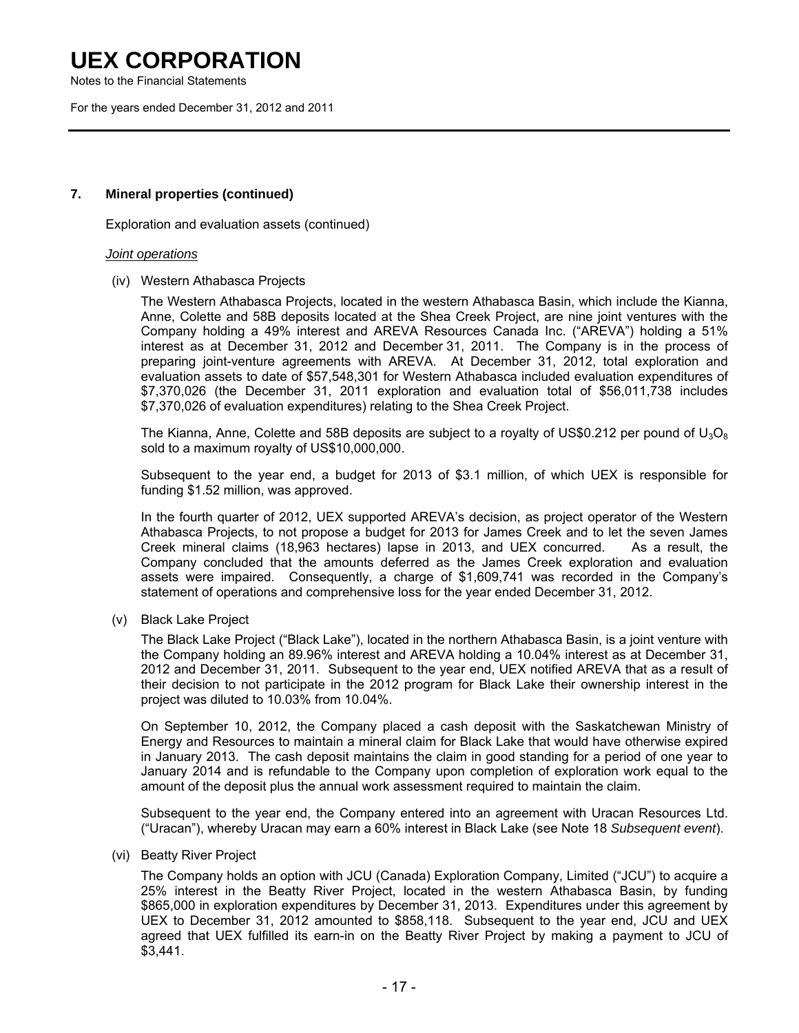# UEX CORPORATION

Notes to the Financial Statements

For the years ended December 31, 2012 and 2011

## 7. Mineral properties (continued)

Exploration and evaluation assets (continued)

*Joint operations*

(iv) Western Athabasca Projects

The Western Athabasca Projects, located in the western Athabasca Basin, which include the Kianna, Anne, Colette and 58B deposits located at the Shea Creek Project, are nine joint ventures with the Company holding a 49% interest and AREVA Resources Canada Inc. ("AREVA") holding a 51% interest as at December 31, 2012 and December 31, 2011. The Company is in the process of preparing joint-venture agreements with AREVA. At December 31, 2012, total exploration and evaluation assets to date of $57,548,301 for Western Athabasca included evaluation expenditures of $7,370,026 (the December 31, 2011 exploration and evaluation total of $56,011,738 includes $7,370,026 of evaluation expenditures) relating to the Shea Creek Project.

The Kianna, Anne, Colette and 58B deposits are subject to a royalty of US$0.212 per pound of $U_3O_8$ sold to a maximum royalty of US$10,000,000.

Subsequent to the year end, a budget for 2013 of $3.1 million, of which UEX is responsible for funding $1.52 million, was approved.

In the fourth quarter of 2012, UEX supported AREVA's decision, as project operator of the Western Athabasca Projects, to not propose a budget for 2013 for James Creek and to let the seven James Creek mineral claims (18,963 hectares) lapse in 2013, and UEX concurred. As a result, the Company concluded that the amounts deferred as the James Creek exploration and evaluation assets were impaired. Consequently, a charge of $1,609,741 was recorded in the Company's statement of operations and comprehensive loss for the year ended December 31, 2012.

(v) Black Lake Project

The Black Lake Project ("Black Lake"), located in the northern Athabasca Basin, is a joint venture with the Company holding an 89.96% interest and AREVA holding a 10.04% interest as at December 31, 2012 and December 31, 2011. Subsequent to the year end, UEX notified AREVA that as a result of their decision to not participate in the 2012 program for Black Lake their ownership interest in the project was diluted to 10.03% from 10.04%.

On September 10, 2012, the Company placed a cash deposit with the Saskatchewan Ministry of Energy and Resources to maintain a mineral claim for Black Lake that would have otherwise expired in January 2013. The cash deposit maintains the claim in good standing for a period of one year to January 2014 and is refundable to the Company upon completion of exploration work equal to the amount of the deposit plus the annual work assessment required to maintain the claim.

Subsequent to the year end, the Company entered into an agreement with Uracan Resources Ltd. ("Uracan"), whereby Uracan may earn a 60% interest in Black Lake (see Note 18 *Subsequent event*).

(vi) Beatty River Project

The Company holds an option with JCU (Canada) Exploration Company, Limited ("JCU") to acquire a 25% interest in the Beatty River Project, located in the western Athabasca Basin, by funding $865,000 in exploration expenditures by December 31, 2013. Expenditures under this agreement by UEX to December 31, 2012 amounted to $858,118. Subsequent to the year end, JCU and UEX agreed that UEX fulfilled its earn-in on the Beatty River Project by making a payment to JCU of $3,441.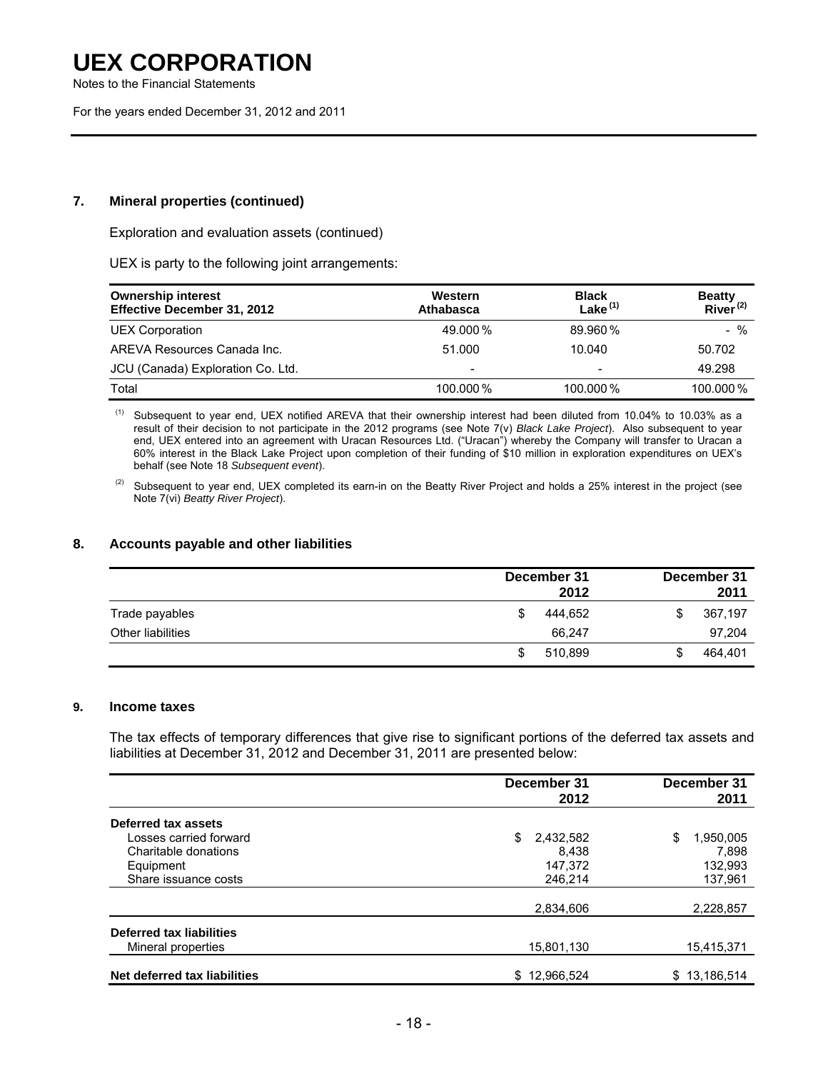## 7. Mineral properties (continued)

Exploration and evaluation assets (continued)

UEX is party to the following joint arrangements:

| Ownership interest Effective December 31, 2012 | Western Athabasca | Black Lake [(1)] | Beatty River [(2)] |
|---|---|---|---|
| UEX Corporation | 49.000 % | 89.960 % | - % |
| AREVA Resources Canada Inc. | 51.000 | 10.040 | 50.702 |
| JCU (Canada) Exploration Co. Ltd. | - | - | 49.298 |
| Total | 100.000 % | 100.000 % | 100.000 % |

(1) Subsequent to year end, UEX notified AREVA that their ownership interest had been diluted from 10.04% to 10.03% as a result of their decision to not participate in the 2012 programs (see Note 7(v) *Black Lake Project*). Also subsequent to year end, UEX entered into an agreement with Uracan Resources Ltd. ("Uracan") whereby the Company will transfer to Uracan a 60% interest in the Black Lake Project upon completion of their funding of $10 million in exploration expenditures on UEX's behalf (see Note 18 *Subsequent event*).

(2) Subsequent to year end, UEX completed its earn-in on the Beatty River Project and holds a 25% interest in the project (see Note 7(vi) *Beatty River Project*).

## 8. Accounts payable and other liabilities

| | December 31 2012 | December 31 2011 |
|---|---|---|
| Trade payables | $ 444,652 | $ 367,197 |
| Other liabilities | 66,247 | 97,204 |
| | $ 510,899 | $ 464,401 |

## 9. Income taxes

The tax effects of temporary differences that give rise to significant portions of the deferred tax assets and liabilities at December 31, 2012 and December 31, 2011 are presented below:

| | December 31 2012 | December 31 2011 |
|---|---|---|
| **Deferred tax assets** | | |
| Losses carried forward | $ 2,432,582 | $ 1,950,005 |
| Charitable donations | 8,438 | 7,898 |
| Equipment | 147,372 | 132,993 |
| Share issuance costs | 246,214 | 137,961 |
| | 2,834,606 | 2,228,857 |
| **Deferred tax liabilities** | | |
| Mineral properties | 15,801,130 | 15,415,371 |
| **Net deferred tax liabilities** | $ 12,966,524 | $ 13,186,514 |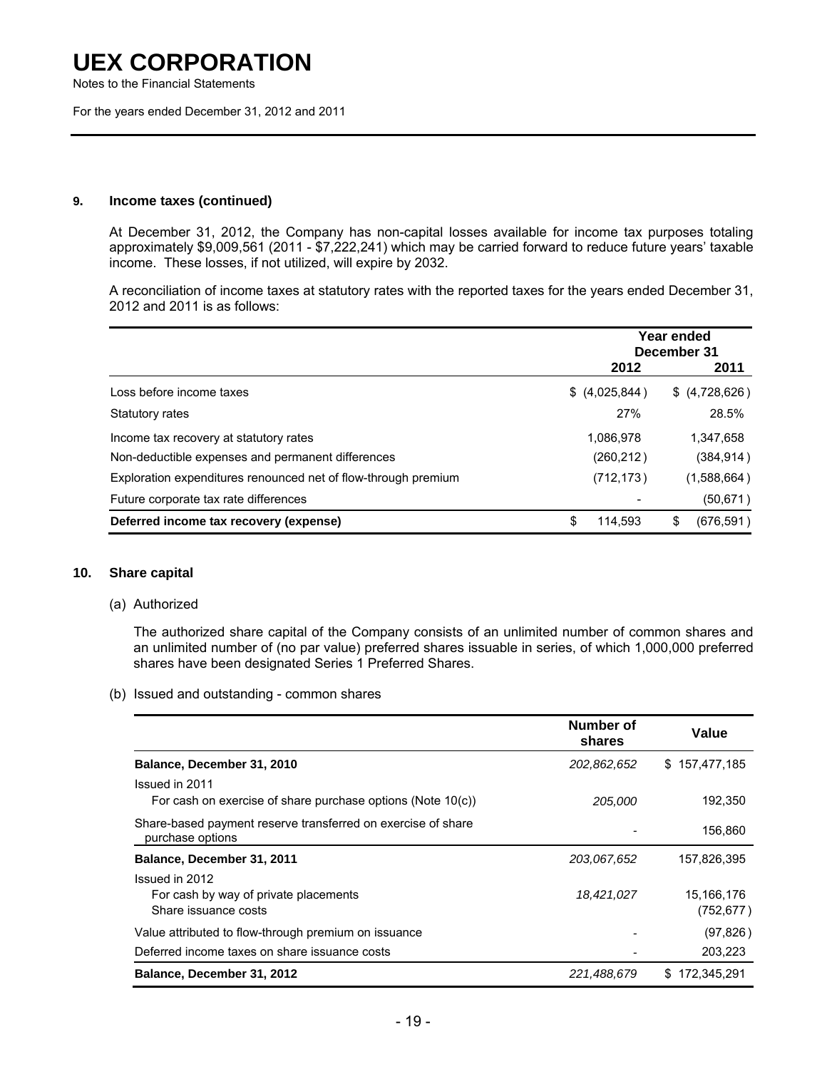# UEX CORPORATION

Notes to the Financial Statements

For the years ended December 31, 2012 and 2011

**9. Income taxes (continued)**

At December 31, 2012, the Company has non-capital losses available for income tax purposes totaling approximately $9,009,561 (2011 - $7,222,241) which may be carried forward to reduce future years' taxable income. These losses, if not utilized, will expire by 2032.

A reconciliation of income taxes at statutory rates with the reported taxes for the years ended December 31, 2012 and 2011 is as follows:

| | Year ended December 31 | |
|---|---|---|
| | 2012 | 2011 |
| Loss before income taxes | $ (4,025,844) | $ (4,728,626) |
| Statutory rates | 27% | 28.5% |
| Income tax recovery at statutory rates | 1,086,978 | 1,347,658 |
| Non-deductible expenses and permanent differences | (260,212) | (384,914) |
| Exploration expenditures renounced net of flow-through premium | (712,173) | (1,588,664) |
| Future corporate tax rate differences | - | (50,671) |
| **Deferred income tax recovery (expense)** | $ 114,593 | $ (676,591) |

**10. Share capital**

(a) Authorized

The authorized share capital of the Company consists of an unlimited number of common shares and an unlimited number of (no par value) preferred shares issuable in series, of which 1,000,000 preferred shares have been designated Series 1 Preferred Shares.

(b) Issued and outstanding - common shares

| | Number of shares | Value |
|---|---|---|
| **Balance, December 31, 2010** | *202,862,652* | $ 157,477,185 |
| Issued in 2011 | | |
| For cash on exercise of share purchase options (Note 10(c)) | *205,000* | 192,350 |
| Share-based payment reserve transferred on exercise of share purchase options | - | 156,860 |
| **Balance, December 31, 2011** | *203,067,652* | 157,826,395 |
| Issued in 2012 | | |
| For cash by way of private placements | *18,421,027* | 15,166,176 |
| Share issuance costs | | (752,677) |
| Value attributed to flow-through premium on issuance | - | (97,826) |
| Deferred income taxes on share issuance costs | - | 203,223 |
| **Balance, December 31, 2012** | *221,488,679* | $ 172,345,291 |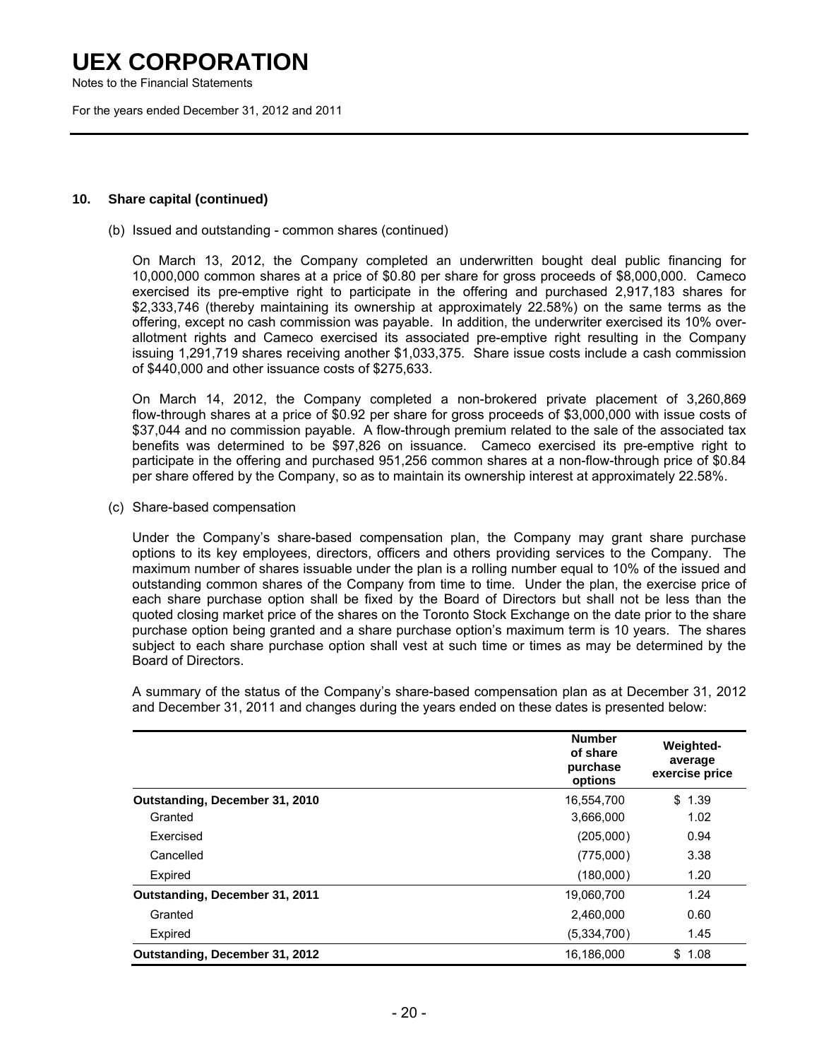## 10. Share capital (continued)

(b) Issued and outstanding - common shares (continued)

On March 13, 2012, the Company completed an underwritten bought deal public financing for 10,000,000 common shares at a price of $0.80 per share for gross proceeds of $8,000,000. Cameco exercised its pre-emptive right to participate in the offering and purchased 2,917,183 shares for $2,333,746 (thereby maintaining its ownership at approximately 22.58%) on the same terms as the offering, except no cash commission was payable. In addition, the underwriter exercised its 10% over-allotment rights and Cameco exercised its associated pre-emptive right resulting in the Company issuing 1,291,719 shares receiving another $1,033,375. Share issue costs include a cash commission of $440,000 and other issuance costs of $275,633.

On March 14, 2012, the Company completed a non-brokered private placement of 3,260,869 flow-through shares at a price of $0.92 per share for gross proceeds of $3,000,000 with issue costs of $37,044 and no commission payable. A flow-through premium related to the sale of the associated tax benefits was determined to be $97,826 on issuance. Cameco exercised its pre-emptive right to participate in the offering and purchased 951,256 common shares at a non-flow-through price of $0.84 per share offered by the Company, so as to maintain its ownership interest at approximately 22.58%.

(c) Share-based compensation

Under the Company's share-based compensation plan, the Company may grant share purchase options to its key employees, directors, officers and others providing services to the Company. The maximum number of shares issuable under the plan is a rolling number equal to 10% of the issued and outstanding common shares of the Company from time to time. Under the plan, the exercise price of each share purchase option shall be fixed by the Board of Directors but shall not be less than the quoted closing market price of the shares on the Toronto Stock Exchange on the date prior to the share purchase option being granted and a share purchase option's maximum term is 10 years. The shares subject to each share purchase option shall vest at such time or times as may be determined by the Board of Directors.

A summary of the status of the Company's share-based compensation plan as at December 31, 2012 and December 31, 2011 and changes during the years ended on these dates is presented below:

| | Number of share purchase options | Weighted-average exercise price |
|---|---|---|
| **Outstanding, December 31, 2010** | 16,554,700 | $ 1.39 |
| Granted | 3,666,000 | 1.02 |
| Exercised | (205,000) | 0.94 |
| Cancelled | (775,000) | 3.38 |
| Expired | (180,000) | 1.20 |
| **Outstanding, December 31, 2011** | 19,060,700 | 1.24 |
| Granted | 2,460,000 | 0.60 |
| Expired | (5,334,700) | 1.45 |
| **Outstanding, December 31, 2012** | 16,186,000 | $ 1.08 |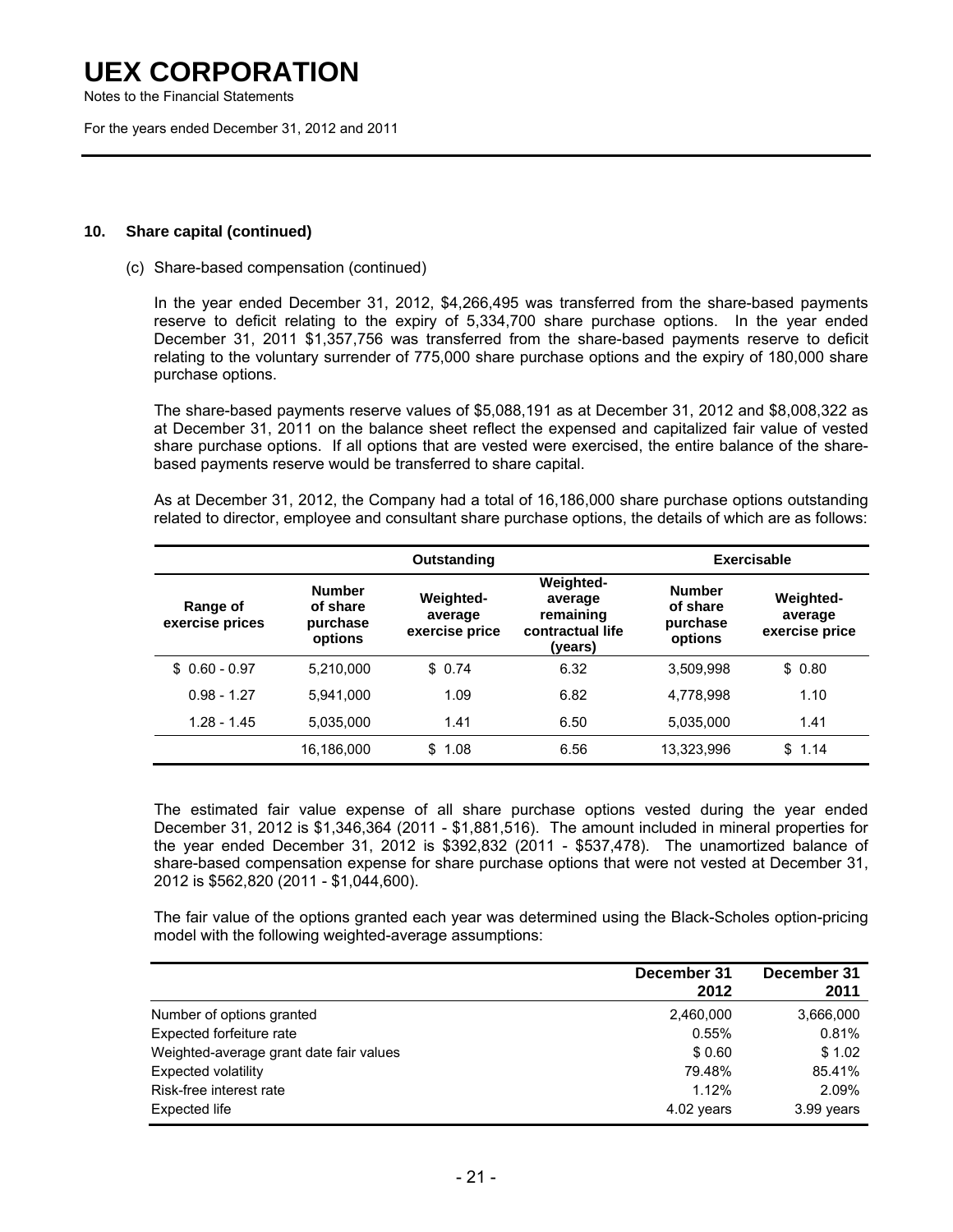## 10. Share capital (continued)

(c) Share-based compensation (continued)

In the year ended December 31, 2012, $4,266,495 was transferred from the share-based payments reserve to deficit relating to the expiry of 5,334,700 share purchase options. In the year ended December 31, 2011 $1,357,756 was transferred from the share-based payments reserve to deficit relating to the voluntary surrender of 775,000 share purchase options and the expiry of 180,000 share purchase options.

The share-based payments reserve values of $5,088,191 as at December 31, 2012 and $8,008,322 as at December 31, 2011 on the balance sheet reflect the expensed and capitalized fair value of vested share purchase options. If all options that are vested were exercised, the entire balance of the share-based payments reserve would be transferred to share capital.

As at December 31, 2012, the Company had a total of 16,186,000 share purchase options outstanding related to director, employee and consultant share purchase options, the details of which are as follows:

| | Outstanding | | | Exercisable | |
|---|---|---|---|---|---|
| Range of exercise prices | Number of share purchase options | Weighted-average exercise price | Weighted-average remaining contractual life (years) | Number of share purchase options | Weighted-average exercise price |
| $ 0.60 - 0.97 | 5,210,000 | $ 0.74 | 6.32 | 3,509,998 | $ 0.80 |
| 0.98 - 1.27 | 5,941,000 | 1.09 | 6.82 | 4,778,998 | 1.10 |
| 1.28 - 1.45 | 5,035,000 | 1.41 | 6.50 | 5,035,000 | 1.41 |
| | 16,186,000 | $ 1.08 | 6.56 | 13,323,996 | $ 1.14 |

The estimated fair value expense of all share purchase options vested during the year ended December 31, 2012 is $1,346,364 (2011 - $1,881,516). The amount included in mineral properties for the year ended December 31, 2012 is $392,832 (2011 - $537,478). The unamortized balance of share-based compensation expense for share purchase options that were not vested at December 31, 2012 is $562,820 (2011 - $1,044,600).

The fair value of the options granted each year was determined using the Black-Scholes option-pricing model with the following weighted-average assumptions:

| | December 31 2012 | December 31 2011 |
|---|---|---|
| Number of options granted | 2,460,000 | 3,666,000 |
| Expected forfeiture rate | 0.55% | 0.81% |
| Weighted-average grant date fair values | $ 0.60 | $ 1.02 |
| Expected volatility | 79.48% | 85.41% |
| Risk-free interest rate | 1.12% | 2.09% |
| Expected life | 4.02 years | 3.99 years |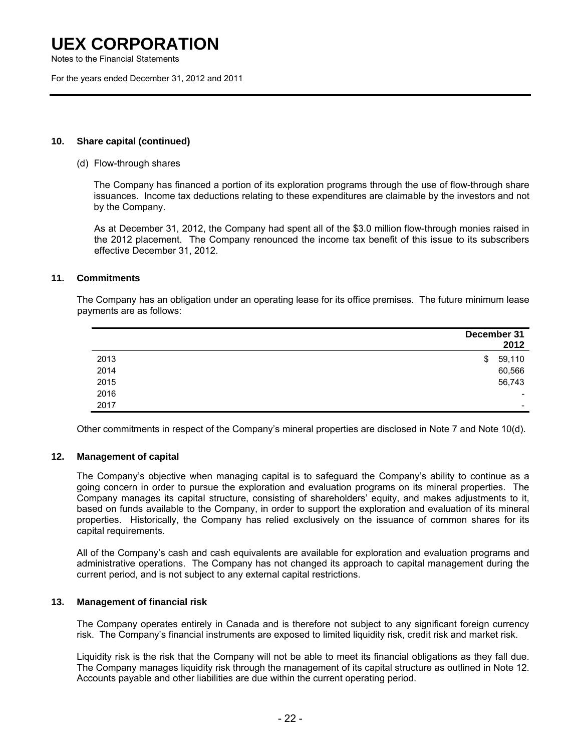## 10. Share capital (continued)

(d) Flow-through shares

The Company has financed a portion of its exploration programs through the use of flow-through share issuances. Income tax deductions relating to these expenditures are claimable by the investors and not by the Company.

As at December 31, 2012, the Company had spent all of the $3.0 million flow-through monies raised in the 2012 placement. The Company renounced the income tax benefit of this issue to its subscribers effective December 31, 2012.

## 11. Commitments

The Company has an obligation under an operating lease for its office premises. The future minimum lease payments are as follows:

| | December 31 2012 |
|---|---|
| 2013 | $ 59,110 |
| 2014 | 60,566 |
| 2015 | 56,743 |
| 2016 | - |
| 2017 | - |

Other commitments in respect of the Company's mineral properties are disclosed in Note 7 and Note 10(d).

## 12. Management of capital

The Company's objective when managing capital is to safeguard the Company's ability to continue as a going concern in order to pursue the exploration and evaluation programs on its mineral properties. The Company manages its capital structure, consisting of shareholders' equity, and makes adjustments to it, based on funds available to the Company, in order to support the exploration and evaluation of its mineral properties. Historically, the Company has relied exclusively on the issuance of common shares for its capital requirements.

All of the Company's cash and cash equivalents are available for exploration and evaluation programs and administrative operations. The Company has not changed its approach to capital management during the current period, and is not subject to any external capital restrictions.

## 13. Management of financial risk

The Company operates entirely in Canada and is therefore not subject to any significant foreign currency risk. The Company's financial instruments are exposed to limited liquidity risk, credit risk and market risk.

Liquidity risk is the risk that the Company will not be able to meet its financial obligations as they fall due. The Company manages liquidity risk through the management of its capital structure as outlined in Note 12. Accounts payable and other liabilities are due within the current operating period.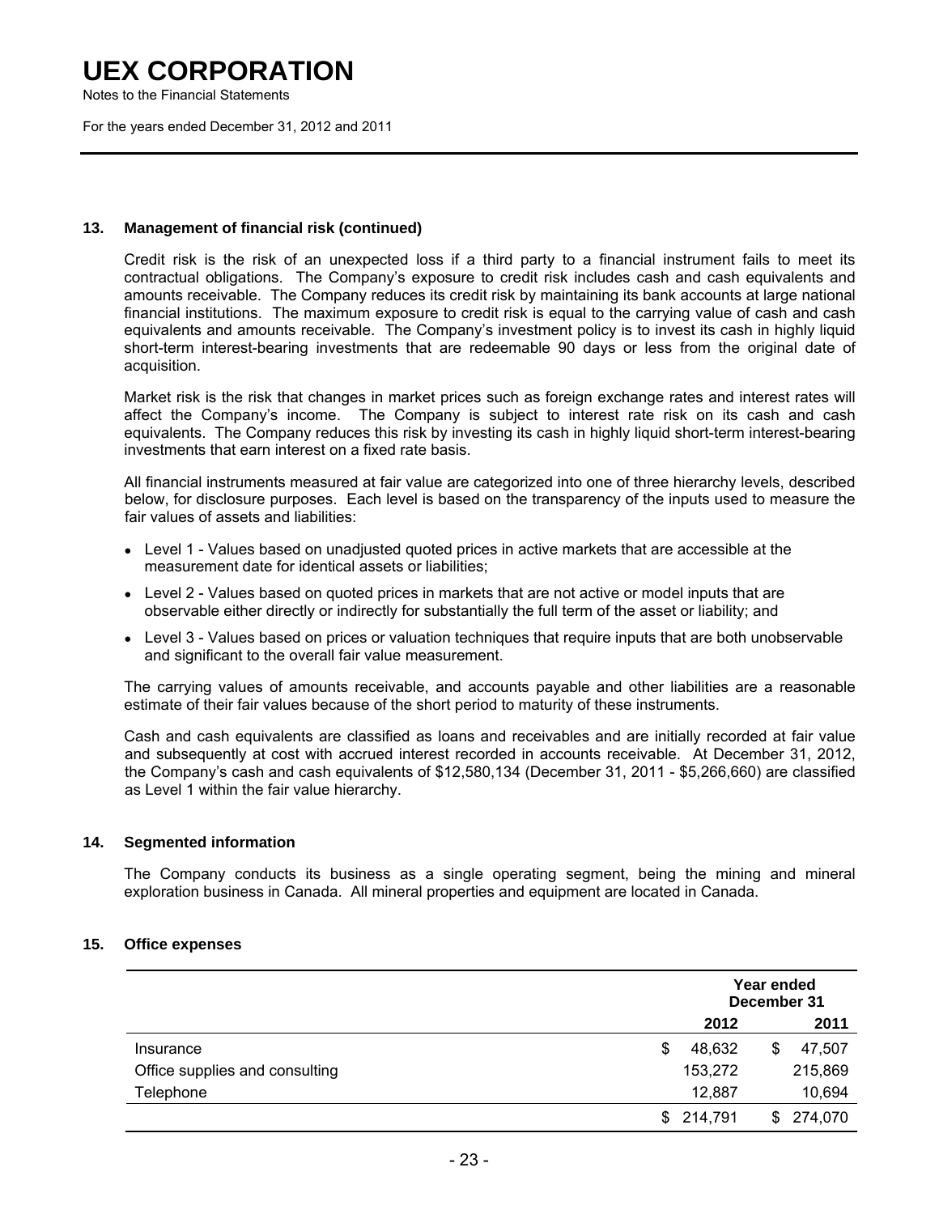## 13. Management of financial risk (continued)

Credit risk is the risk of an unexpected loss if a third party to a financial instrument fails to meet its contractual obligations. The Company's exposure to credit risk includes cash and cash equivalents and amounts receivable. The Company reduces its credit risk by maintaining its bank accounts at large national financial institutions. The maximum exposure to credit risk is equal to the carrying value of cash and cash equivalents and amounts receivable. The Company's investment policy is to invest its cash in highly liquid short-term interest-bearing investments that are redeemable 90 days or less from the original date of acquisition.

Market risk is the risk that changes in market prices such as foreign exchange rates and interest rates will affect the Company's income. The Company is subject to interest rate risk on its cash and cash equivalents. The Company reduces this risk by investing its cash in highly liquid short-term interest-bearing investments that earn interest on a fixed rate basis.

All financial instruments measured at fair value are categorized into one of three hierarchy levels, described below, for disclosure purposes. Each level is based on the transparency of the inputs used to measure the fair values of assets and liabilities:

- Level 1 - Values based on unadjusted quoted prices in active markets that are accessible at the measurement date for identical assets or liabilities;
- Level 2 - Values based on quoted prices in markets that are not active or model inputs that are observable either directly or indirectly for substantially the full term of the asset or liability; and
- Level 3 - Values based on prices or valuation techniques that require inputs that are both unobservable and significant to the overall fair value measurement.

The carrying values of amounts receivable, and accounts payable and other liabilities are a reasonable estimate of their fair values because of the short period to maturity of these instruments.

Cash and cash equivalents are classified as loans and receivables and are initially recorded at fair value and subsequently at cost with accrued interest recorded in accounts receivable. At December 31, 2012, the Company's cash and cash equivalents of $12,580,134 (December 31, 2011 - $5,266,660) are classified as Level 1 within the fair value hierarchy.

## 14. Segmented information

The Company conducts its business as a single operating segment, being the mining and mineral exploration business in Canada. All mineral properties and equipment are located in Canada.

## 15. Office expenses

| | Year ended December 31 | |
|---|---|---|
| | 2012 | 2011 |
| Insurance | $ 48,632 | $ 47,507 |
| Office supplies and consulting | 153,272 | 215,869 |
| Telephone | 12,887 | 10,694 |
| | $ 214,791 | $ 274,070 |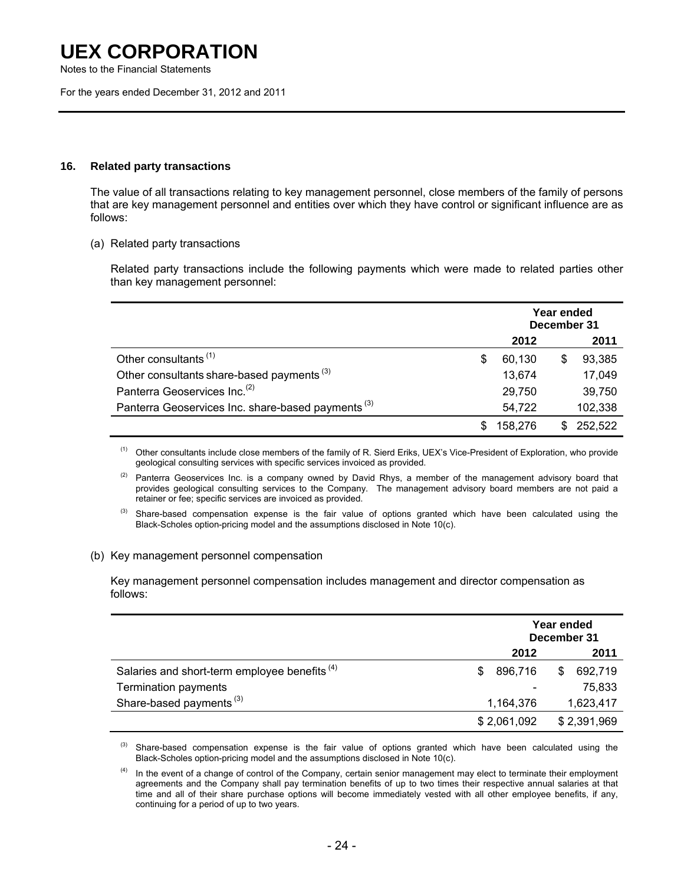## 16. Related party transactions

The value of all transactions relating to key management personnel, close members of the family of persons that are key management personnel and entities over which they have control or significant influence are as follows:

(a) Related party transactions

Related party transactions include the following payments which were made to related parties other than key management personnel:

| | Year ended December 31 | |
|---|---|---|
| | 2012 | 2011 |
| Other consultants [(1)] | $ 60,130 | $ 93,385 |
| Other consultants share-based payments [(3)] | 13,674 | 17,049 |
| Panterra Geoservices Inc.[(2)] | 29,750 | 39,750 |
| Panterra Geoservices Inc. share-based payments [(3)] | 54,722 | 102,338 |
| | $ 158,276 | $ 252,522 |

(1) Other consultants include close members of the family of R. Sierd Eriks, UEX's Vice-President of Exploration, who provide geological consulting services with specific services invoiced as provided.

(2) Panterra Geoservices Inc. is a company owned by David Rhys, a member of the management advisory board that provides geological consulting services to the Company. The management advisory board members are not paid a retainer or fee; specific services are invoiced as provided.

(3) Share-based compensation expense is the fair value of options granted which have been calculated using the Black-Scholes option-pricing model and the assumptions disclosed in Note 10(c).

(b) Key management personnel compensation

Key management personnel compensation includes management and director compensation as follows:

| | Year ended December 31 | |
|---|---|---|
| | 2012 | 2011 |
| Salaries and short-term employee benefits [(4)] | $ 896,716 | $ 692,719 |
| Termination payments | - | 75,833 |
| Share-based payments [(3)] | 1,164,376 | 1,623,417 |
| | $ 2,061,092 | $ 2,391,969 |

(3) Share-based compensation expense is the fair value of options granted which have been calculated using the Black-Scholes option-pricing model and the assumptions disclosed in Note 10(c).

(4) In the event of a change of control of the Company, certain senior management may elect to terminate their employment agreements and the Company shall pay termination benefits of up to two times their respective annual salaries at that time and all of their share purchase options will become immediately vested with all other employee benefits, if any, continuing for a period of up to two years.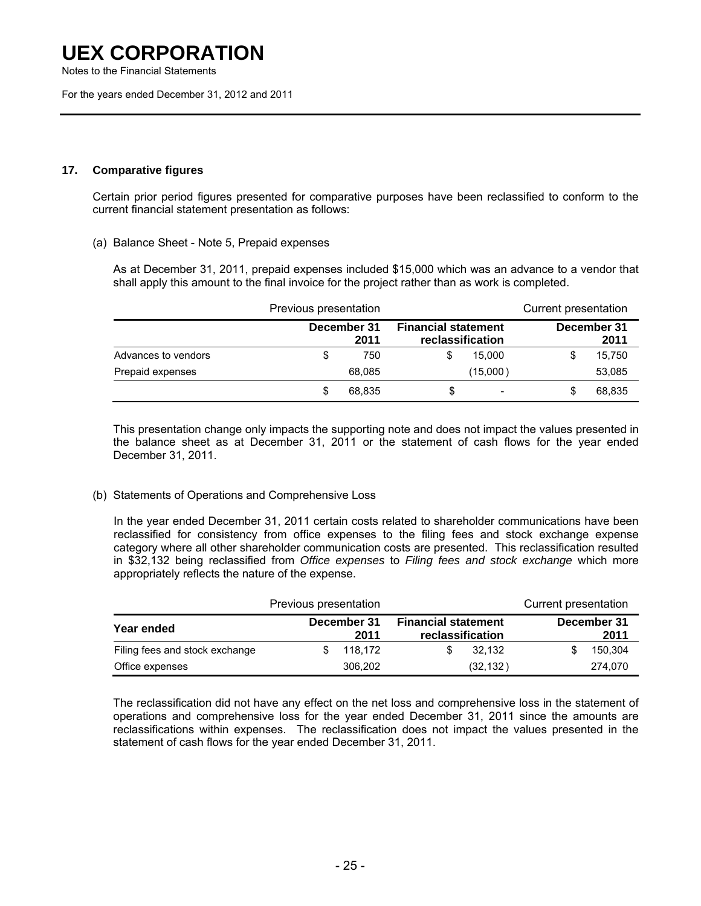## 17. Comparative figures

Certain prior period figures presented for comparative purposes have been reclassified to conform to the current financial statement presentation as follows:

(a) Balance Sheet - Note 5, Prepaid expenses

As at December 31, 2011, prepaid expenses included $15,000 which was an advance to a vendor that shall apply this amount to the final invoice for the project rather than as work is completed.

| | Previous presentation | | Current presentation |
|---|---|---|---|
| | **December 31 2011** | **Financial statement reclassification** | **December 31 2011** |
| Advances to vendors | $ 750 | $ 15,000 | $ 15,750 |
| Prepaid expenses | 68,085 | (15,000 ) | 53,085 |
| | $ 68,835 | $ - | $ 68,835 |

This presentation change only impacts the supporting note and does not impact the values presented in the balance sheet as at December 31, 2011 or the statement of cash flows for the year ended December 31, 2011.

(b) Statements of Operations and Comprehensive Loss

In the year ended December 31, 2011 certain costs related to shareholder communications have been reclassified for consistency from office expenses to the filing fees and stock exchange expense category where all other shareholder communication costs are presented. This reclassification resulted in $32,132 being reclassified from *Office expenses* to *Filing fees and stock exchange* which more appropriately reflects the nature of the expense.

| | Previous presentation | | Current presentation |
|---|---|---|---|
| **Year ended** | **December 31 2011** | **Financial statement reclassification** | **December 31 2011** |
| Filing fees and stock exchange | $ 118,172 | $ 32,132 | $ 150,304 |
| Office expenses | 306,202 | (32,132 ) | 274,070 |

The reclassification did not have any effect on the net loss and comprehensive loss in the statement of operations and comprehensive loss for the year ended December 31, 2011 since the amounts are reclassifications within expenses. The reclassification does not impact the values presented in the statement of cash flows for the year ended December 31, 2011.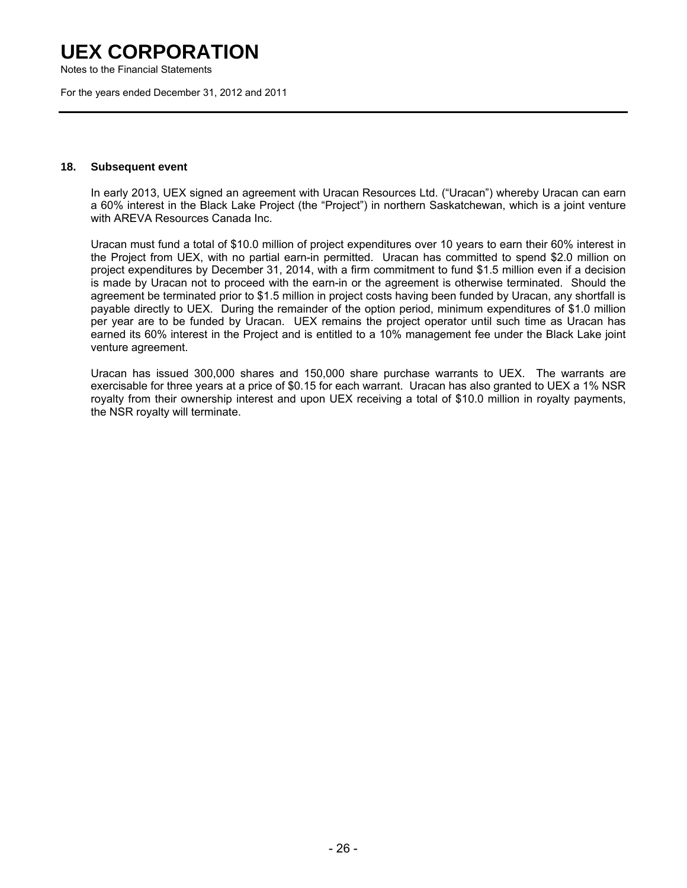## 18. Subsequent event

In early 2013, UEX signed an agreement with Uracan Resources Ltd. ("Uracan") whereby Uracan can earn a 60% interest in the Black Lake Project (the "Project") in northern Saskatchewan, which is a joint venture with AREVA Resources Canada Inc.

Uracan must fund a total of $10.0 million of project expenditures over 10 years to earn their 60% interest in the Project from UEX, with no partial earn-in permitted. Uracan has committed to spend $2.0 million on project expenditures by December 31, 2014, with a firm commitment to fund $1.5 million even if a decision is made by Uracan not to proceed with the earn-in or the agreement is otherwise terminated. Should the agreement be terminated prior to $1.5 million in project costs having been funded by Uracan, any shortfall is payable directly to UEX. During the remainder of the option period, minimum expenditures of $1.0 million per year are to be funded by Uracan. UEX remains the project operator until such time as Uracan has earned its 60% interest in the Project and is entitled to a 10% management fee under the Black Lake joint venture agreement.

Uracan has issued 300,000 shares and 150,000 share purchase warrants to UEX. The warrants are exercisable for three years at a price of $0.15 for each warrant. Uracan has also granted to UEX a 1% NSR royalty from their ownership interest and upon UEX receiving a total of $10.0 million in royalty payments, the NSR royalty will terminate.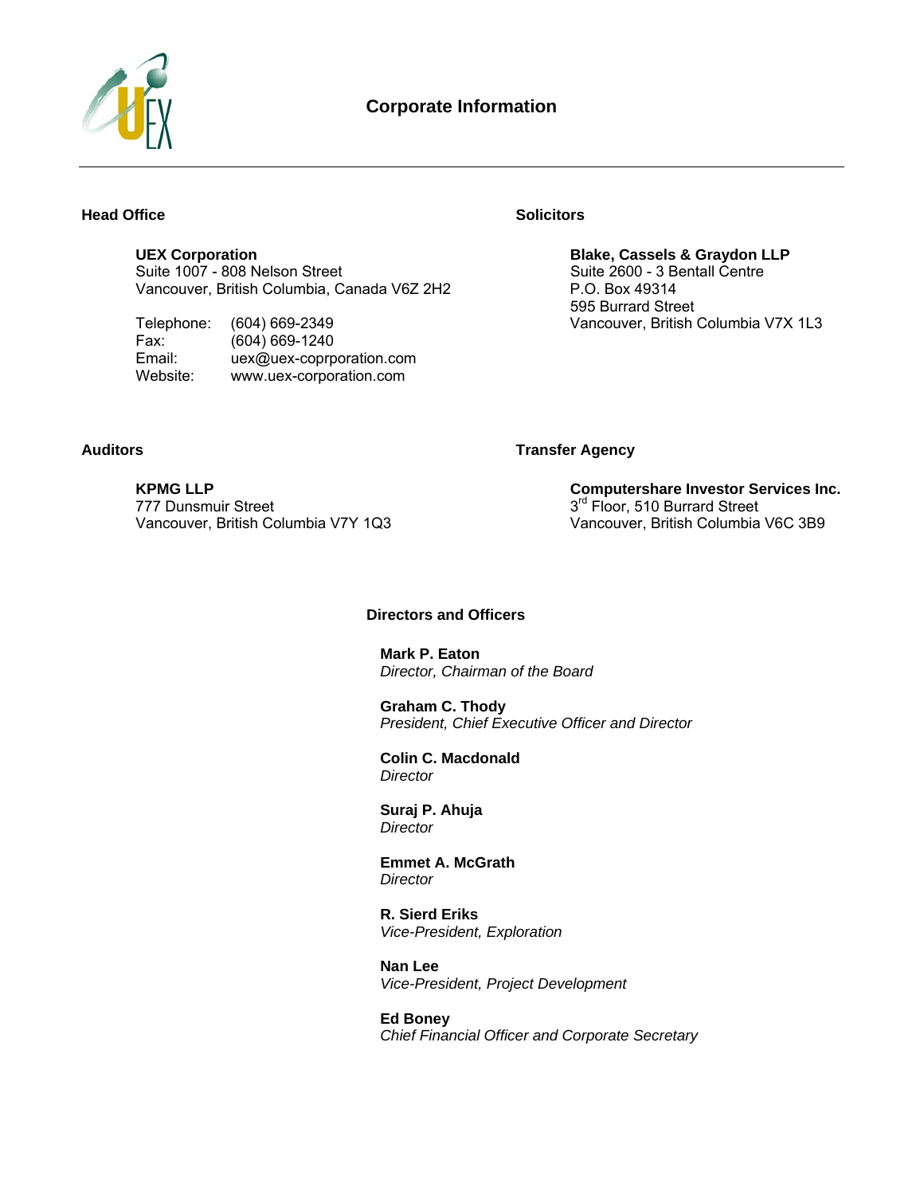# Corporate Information

## Head Office

**UEX Corporation**
Suite 1007 - 808 Nelson Street
Vancouver, British Columbia, Canada V6Z 2H2

Telephone: (604) 669-2349
Fax: (604) 669-1240
Email: uex@uex-coprporation.com
Website: www.uex-corporation.com

## Solicitors

**Blake, Cassels & Graydon LLP**
Suite 2600 - 3 Bentall Centre
P.O. Box 49314
595 Burrard Street
Vancouver, British Columbia V7X 1L3

## Auditors

**KPMG LLP**
777 Dunsmuir Street
Vancouver, British Columbia V7Y 1Q3

## Transfer Agency

**Computershare Investor Services Inc.**
3rd Floor, 510 Burrard Street
Vancouver, British Columbia V6C 3B9

## Directors and Officers

**Mark P. Eaton**
*Director, Chairman of the Board*

**Graham C. Thody**
*President, Chief Executive Officer and Director*

**Colin C. Macdonald**
*Director*

**Suraj P. Ahuja**
*Director*

**Emmet A. McGrath**
*Director*

**R. Sierd Eriks**
*Vice-President, Exploration*

**Nan Lee**
*Vice-President, Project Development*

**Ed Boney**
*Chief Financial Officer and Corporate Secretary*